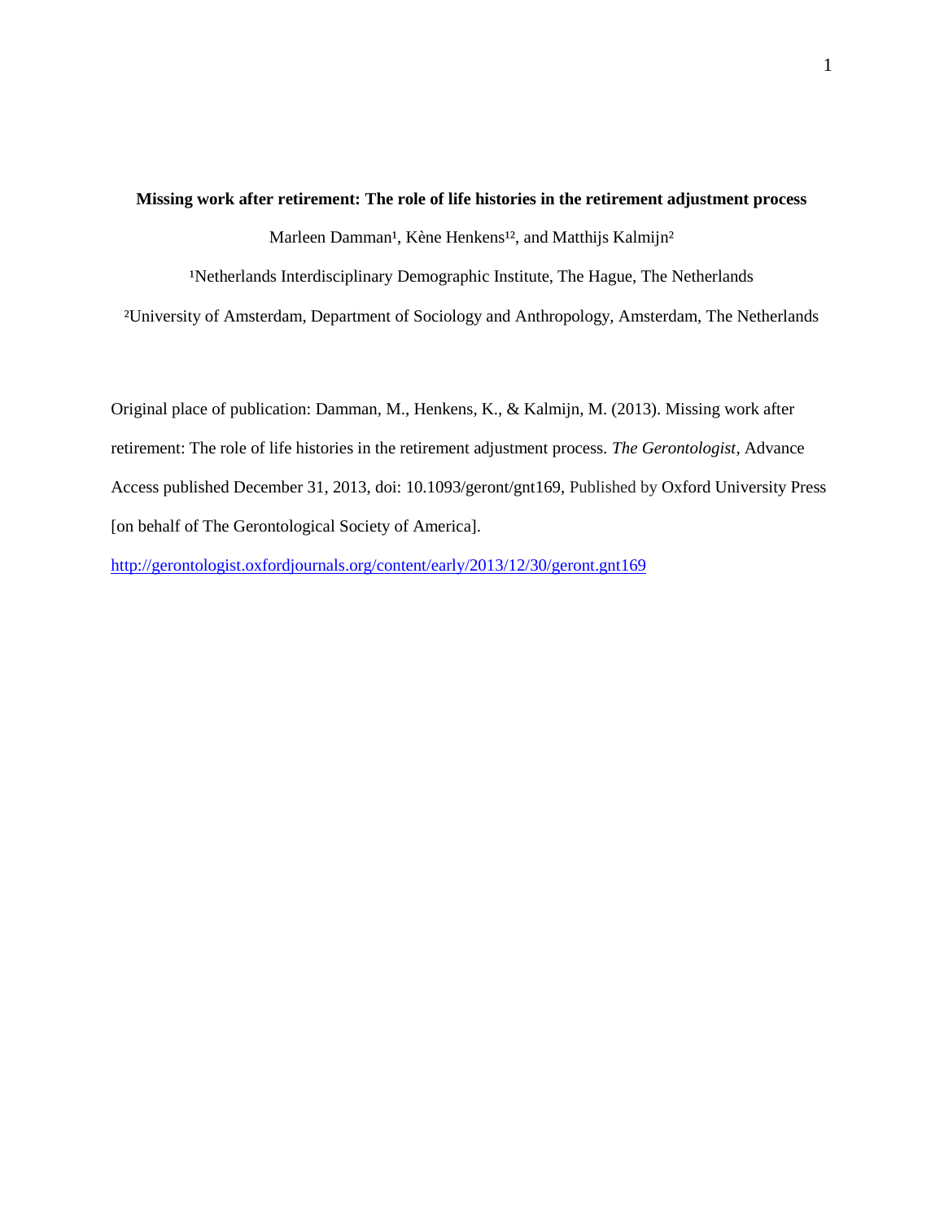**Missing work after retirement: The role of life histories in the retirement adjustment process**

Marleen Damman[1], Kène Henkens[1,2], and Matthijs Kalmijn[2]

[1]Netherlands Interdisciplinary Demographic Institute, The Hague, The Netherlands

[2]University of Amsterdam, Department of Sociology and Anthropology, Amsterdam, The Netherlands

Original place of publication: Damman, M., Henkens, K., & Kalmijn, M. (2013). Missing work after retirement: The role of life histories in the retirement adjustment process. *The Gerontologist*, Advance Access published December 31, 2013, doi: 10.1093/geront/gnt169, Published by Oxford University Press [on behalf of The Gerontological Society of America].

http://gerontologist.oxfordjournals.org/content/early/2013/12/30/geront.gnt169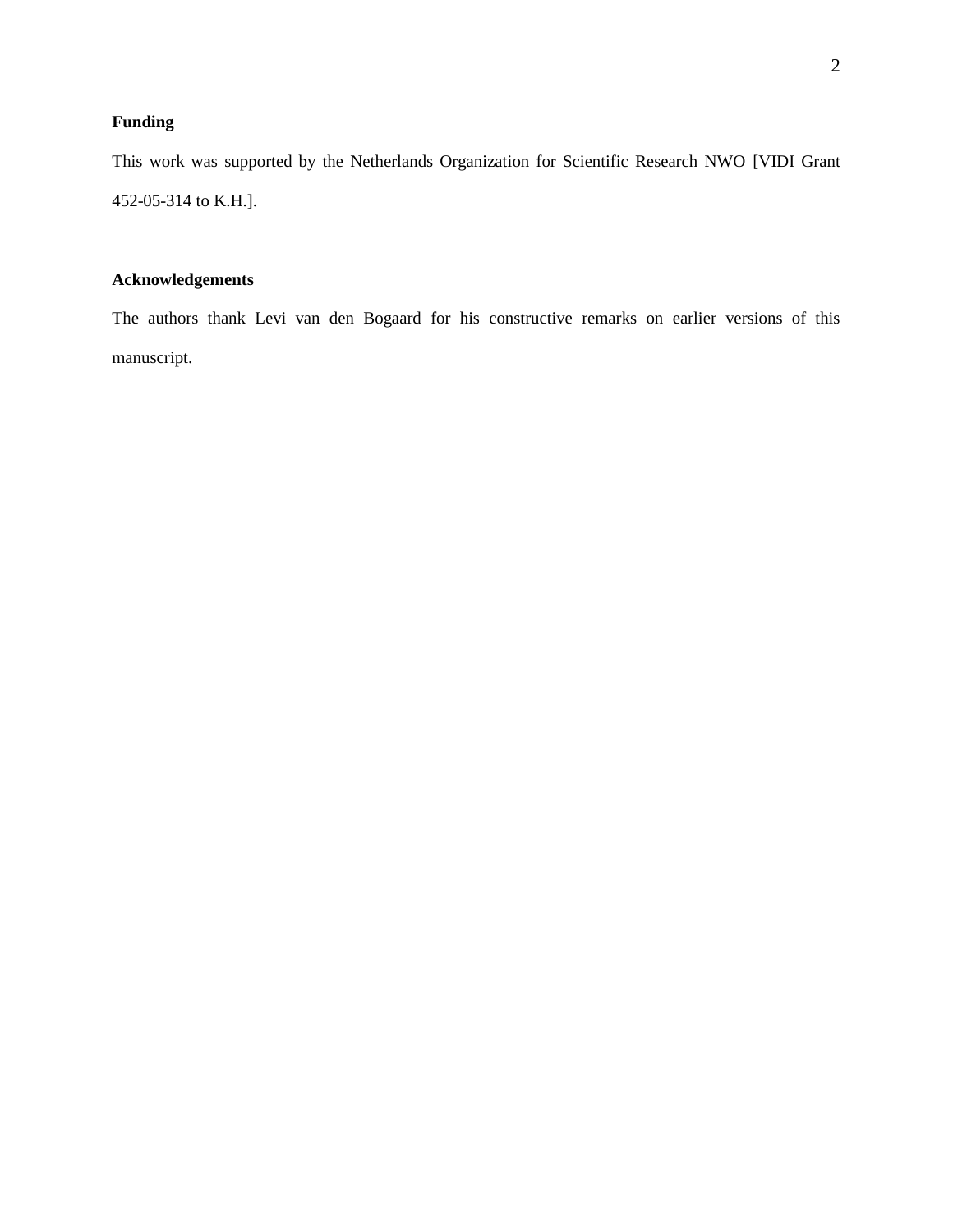**Funding**

This work was supported by the Netherlands Organization for Scientific Research NWO [VIDI Grant 452-05-314 to K.H.].

**Acknowledgements**

The authors thank Levi van den Bogaard for his constructive remarks on earlier versions of this manuscript.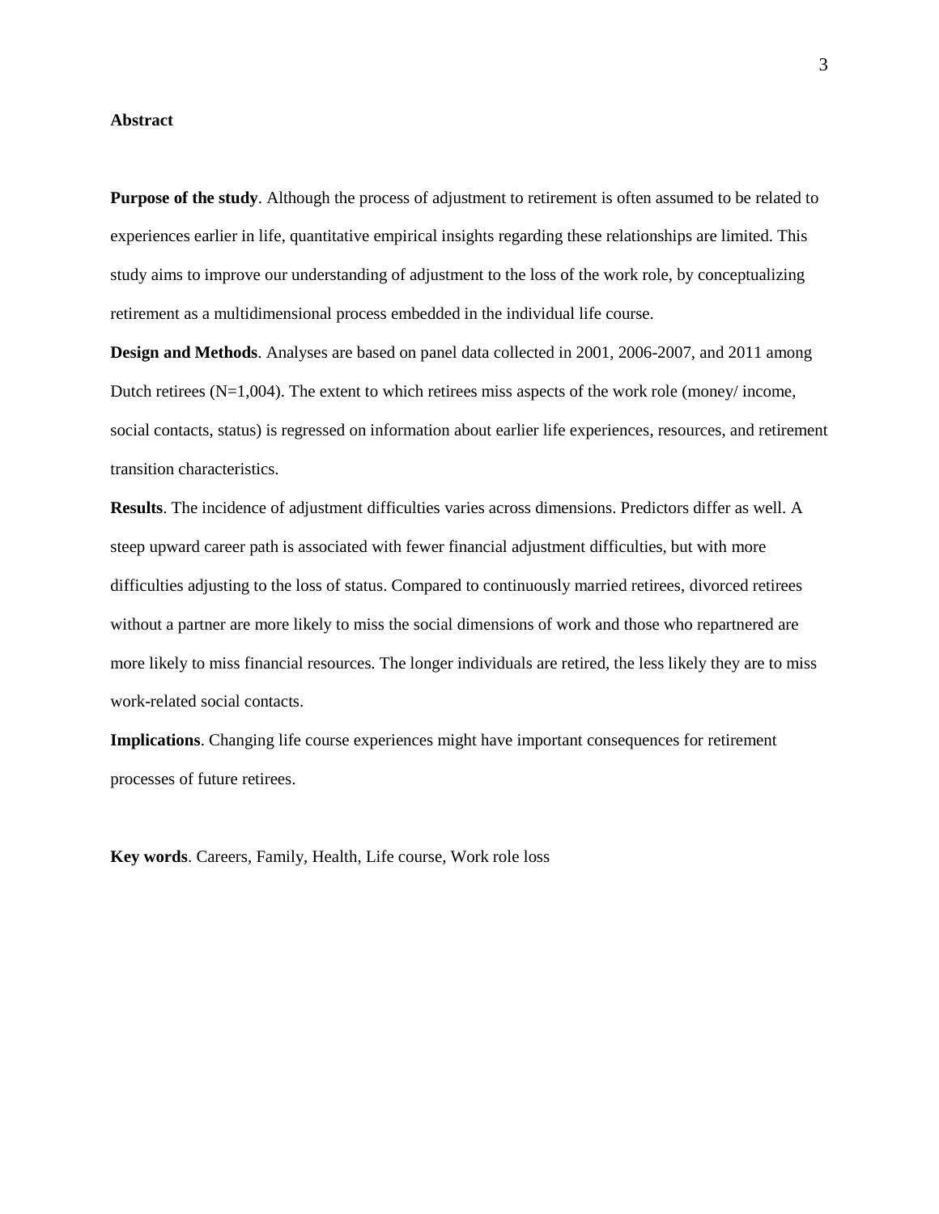**Abstract**

**Purpose of the study**. Although the process of adjustment to retirement is often assumed to be related to experiences earlier in life, quantitative empirical insights regarding these relationships are limited. This study aims to improve our understanding of adjustment to the loss of the work role, by conceptualizing retirement as a multidimensional process embedded in the individual life course.

**Design and Methods**. Analyses are based on panel data collected in 2001, 2006-2007, and 2011 among Dutch retirees (N=1,004). The extent to which retirees miss aspects of the work role (money/ income, social contacts, status) is regressed on information about earlier life experiences, resources, and retirement transition characteristics.

**Results**. The incidence of adjustment difficulties varies across dimensions. Predictors differ as well. A steep upward career path is associated with fewer financial adjustment difficulties, but with more difficulties adjusting to the loss of status. Compared to continuously married retirees, divorced retirees without a partner are more likely to miss the social dimensions of work and those who repartnered are more likely to miss financial resources. The longer individuals are retired, the less likely they are to miss work-related social contacts.

**Implications**. Changing life course experiences might have important consequences for retirement processes of future retirees.

**Key words**. Careers, Family, Health, Life course, Work role loss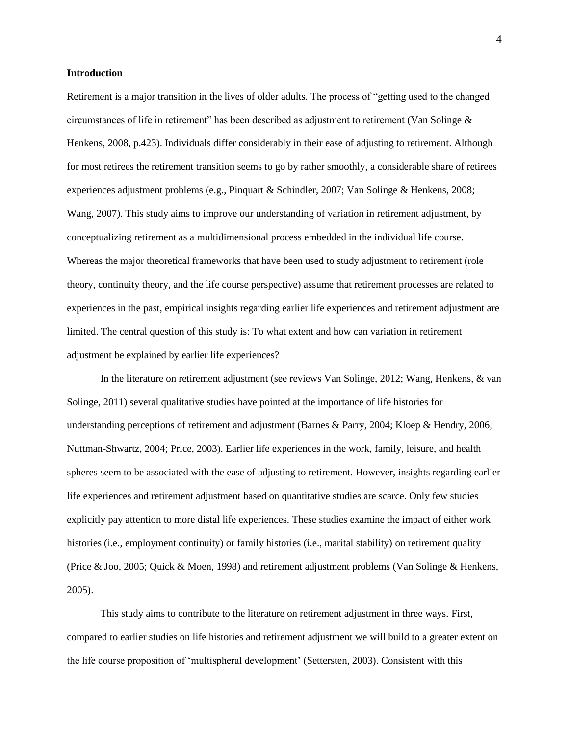## Introduction

Retirement is a major transition in the lives of older adults. The process of "getting used to the changed circumstances of life in retirement" has been described as adjustment to retirement (Van Solinge & Henkens, 2008, p.423). Individuals differ considerably in their ease of adjusting to retirement. Although for most retirees the retirement transition seems to go by rather smoothly, a considerable share of retirees experiences adjustment problems (e.g., Pinquart & Schindler, 2007; Van Solinge & Henkens, 2008; Wang, 2007). This study aims to improve our understanding of variation in retirement adjustment, by conceptualizing retirement as a multidimensional process embedded in the individual life course. Whereas the major theoretical frameworks that have been used to study adjustment to retirement (role theory, continuity theory, and the life course perspective) assume that retirement processes are related to experiences in the past, empirical insights regarding earlier life experiences and retirement adjustment are limited. The central question of this study is: To what extent and how can variation in retirement adjustment be explained by earlier life experiences?

In the literature on retirement adjustment (see reviews Van Solinge, 2012; Wang, Henkens, & van Solinge, 2011) several qualitative studies have pointed at the importance of life histories for understanding perceptions of retirement and adjustment (Barnes & Parry, 2004; Kloep & Hendry, 2006; Nuttman-Shwartz, 2004; Price, 2003). Earlier life experiences in the work, family, leisure, and health spheres seem to be associated with the ease of adjusting to retirement. However, insights regarding earlier life experiences and retirement adjustment based on quantitative studies are scarce. Only few studies explicitly pay attention to more distal life experiences. These studies examine the impact of either work histories (i.e., employment continuity) or family histories (i.e., marital stability) on retirement quality (Price & Joo, 2005; Quick & Moen, 1998) and retirement adjustment problems (Van Solinge & Henkens, 2005).

This study aims to contribute to the literature on retirement adjustment in three ways. First, compared to earlier studies on life histories and retirement adjustment we will build to a greater extent on the life course proposition of 'multispheral development' (Settersten, 2003). Consistent with this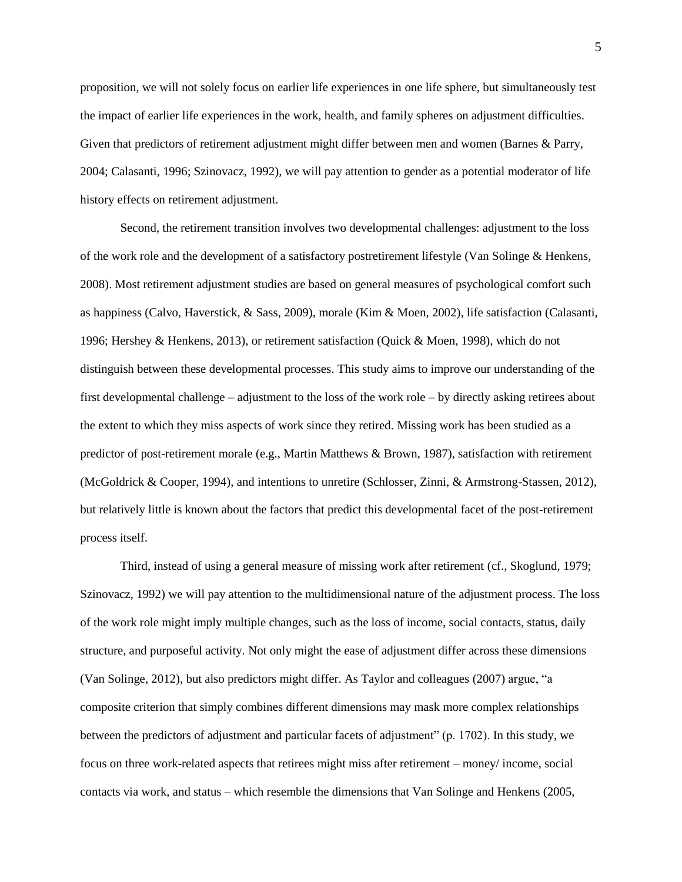proposition, we will not solely focus on earlier life experiences in one life sphere, but simultaneously test the impact of earlier life experiences in the work, health, and family spheres on adjustment difficulties. Given that predictors of retirement adjustment might differ between men and women (Barnes & Parry, 2004; Calasanti, 1996; Szinovacz, 1992), we will pay attention to gender as a potential moderator of life history effects on retirement adjustment.

Second, the retirement transition involves two developmental challenges: adjustment to the loss of the work role and the development of a satisfactory postretirement lifestyle (Van Solinge & Henkens, 2008). Most retirement adjustment studies are based on general measures of psychological comfort such as happiness (Calvo, Haverstick, & Sass, 2009), morale (Kim & Moen, 2002), life satisfaction (Calasanti, 1996; Hershey & Henkens, 2013), or retirement satisfaction (Quick & Moen, 1998), which do not distinguish between these developmental processes. This study aims to improve our understanding of the first developmental challenge – adjustment to the loss of the work role – by directly asking retirees about the extent to which they miss aspects of work since they retired. Missing work has been studied as a predictor of post-retirement morale (e.g., Martin Matthews & Brown, 1987), satisfaction with retirement (McGoldrick & Cooper, 1994), and intentions to unretire (Schlosser, Zinni, & Armstrong-Stassen, 2012), but relatively little is known about the factors that predict this developmental facet of the post-retirement process itself.

Third, instead of using a general measure of missing work after retirement (cf., Skoglund, 1979; Szinovacz, 1992) we will pay attention to the multidimensional nature of the adjustment process. The loss of the work role might imply multiple changes, such as the loss of income, social contacts, status, daily structure, and purposeful activity. Not only might the ease of adjustment differ across these dimensions (Van Solinge, 2012), but also predictors might differ. As Taylor and colleagues (2007) argue, "a composite criterion that simply combines different dimensions may mask more complex relationships between the predictors of adjustment and particular facets of adjustment" (p. 1702). In this study, we focus on three work-related aspects that retirees might miss after retirement – money/ income, social contacts via work, and status – which resemble the dimensions that Van Solinge and Henkens (2005,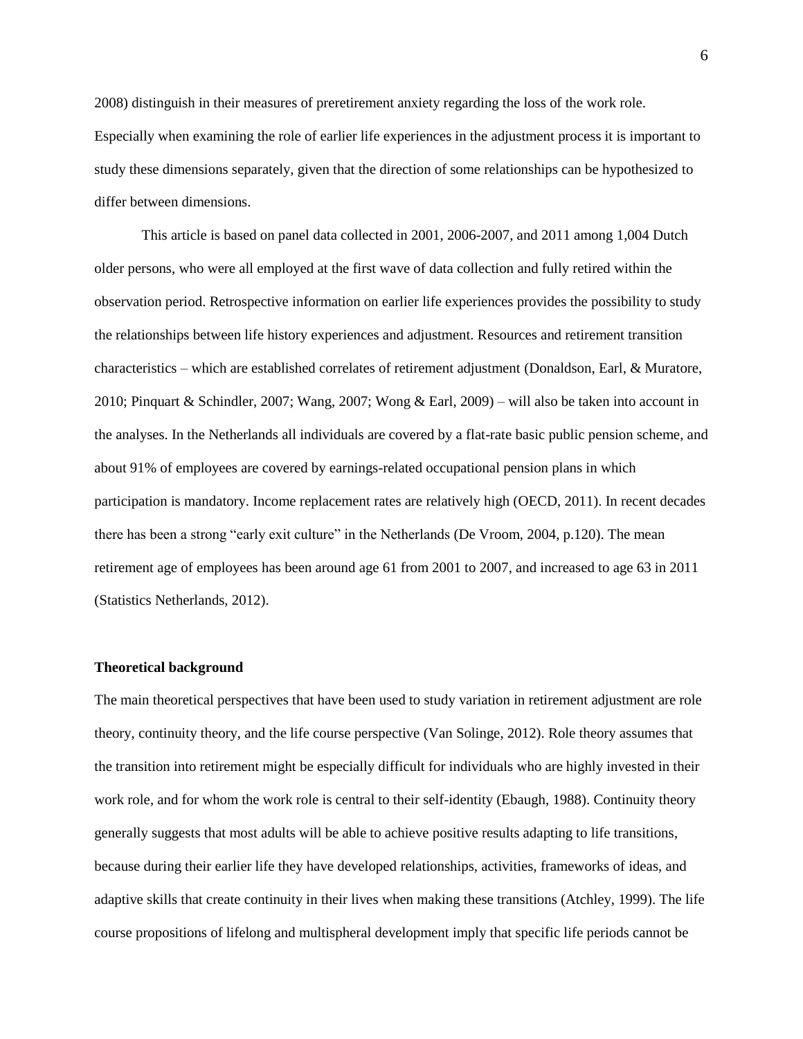2008) distinguish in their measures of preretirement anxiety regarding the loss of the work role. Especially when examining the role of earlier life experiences in the adjustment process it is important to study these dimensions separately, given that the direction of some relationships can be hypothesized to differ between dimensions.

This article is based on panel data collected in 2001, 2006-2007, and 2011 among 1,004 Dutch older persons, who were all employed at the first wave of data collection and fully retired within the observation period. Retrospective information on earlier life experiences provides the possibility to study the relationships between life history experiences and adjustment. Resources and retirement transition characteristics – which are established correlates of retirement adjustment (Donaldson, Earl, & Muratore, 2010; Pinquart & Schindler, 2007; Wang, 2007; Wong & Earl, 2009) – will also be taken into account in the analyses. In the Netherlands all individuals are covered by a flat-rate basic public pension scheme, and about 91% of employees are covered by earnings-related occupational pension plans in which participation is mandatory. Income replacement rates are relatively high (OECD, 2011). In recent decades there has been a strong "early exit culture" in the Netherlands (De Vroom, 2004, p.120). The mean retirement age of employees has been around age 61 from 2001 to 2007, and increased to age 63 in 2011 (Statistics Netherlands, 2012).

## Theoretical background

The main theoretical perspectives that have been used to study variation in retirement adjustment are role theory, continuity theory, and the life course perspective (Van Solinge, 2012). Role theory assumes that the transition into retirement might be especially difficult for individuals who are highly invested in their work role, and for whom the work role is central to their self-identity (Ebaugh, 1988). Continuity theory generally suggests that most adults will be able to achieve positive results adapting to life transitions, because during their earlier life they have developed relationships, activities, frameworks of ideas, and adaptive skills that create continuity in their lives when making these transitions (Atchley, 1999). The life course propositions of lifelong and multispheral development imply that specific life periods cannot be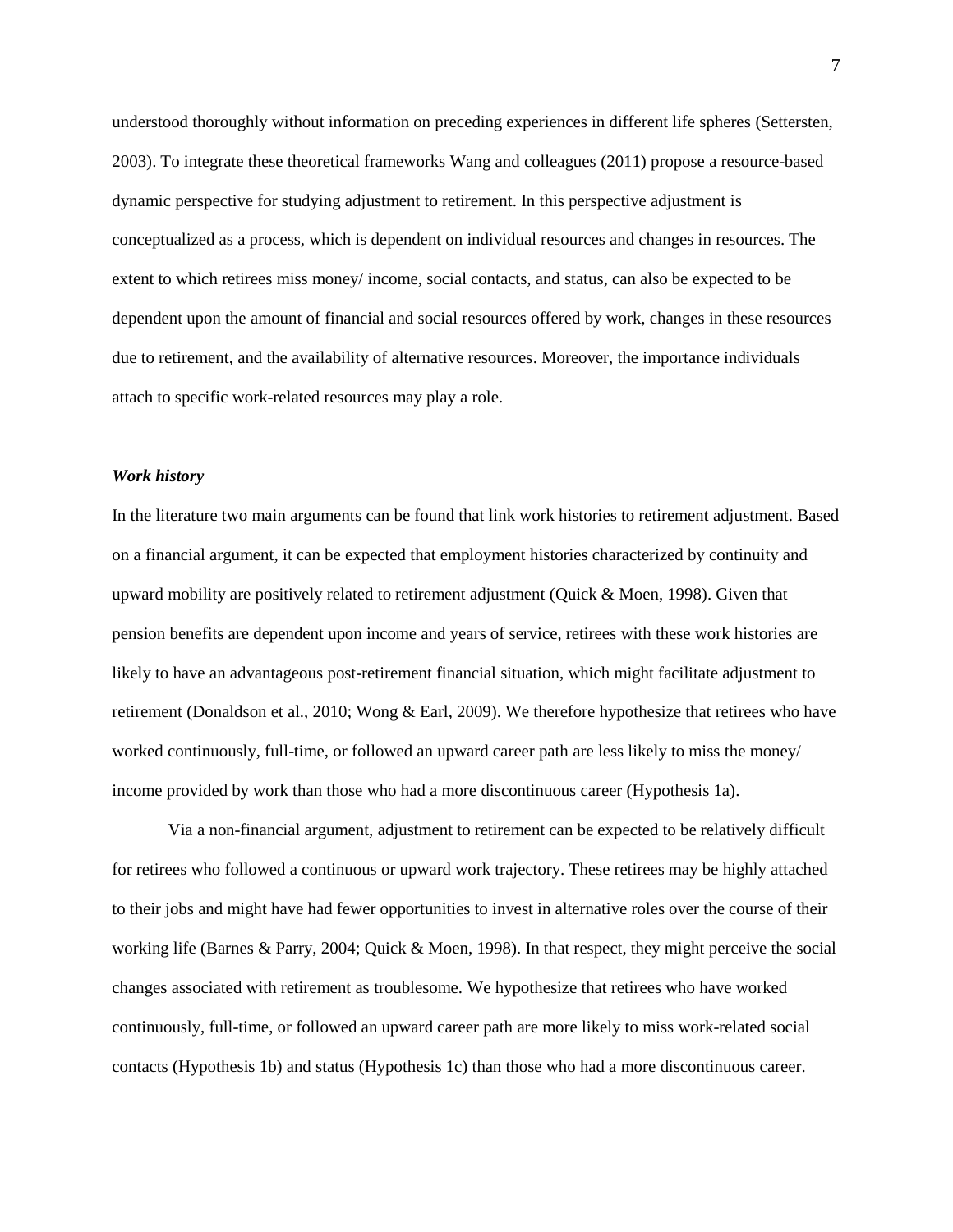understood thoroughly without information on preceding experiences in different life spheres (Settersten, 2003). To integrate these theoretical frameworks Wang and colleagues (2011) propose a resource-based dynamic perspective for studying adjustment to retirement. In this perspective adjustment is conceptualized as a process, which is dependent on individual resources and changes in resources. The extent to which retirees miss money/ income, social contacts, and status, can also be expected to be dependent upon the amount of financial and social resources offered by work, changes in these resources due to retirement, and the availability of alternative resources. Moreover, the importance individuals attach to specific work-related resources may play a role.

### ***Work history***

In the literature two main arguments can be found that link work histories to retirement adjustment. Based on a financial argument, it can be expected that employment histories characterized by continuity and upward mobility are positively related to retirement adjustment (Quick & Moen, 1998). Given that pension benefits are dependent upon income and years of service, retirees with these work histories are likely to have an advantageous post-retirement financial situation, which might facilitate adjustment to retirement (Donaldson et al., 2010; Wong & Earl, 2009). We therefore hypothesize that retirees who have worked continuously, full-time, or followed an upward career path are less likely to miss the money/ income provided by work than those who had a more discontinuous career (Hypothesis 1a).

Via a non-financial argument, adjustment to retirement can be expected to be relatively difficult for retirees who followed a continuous or upward work trajectory. These retirees may be highly attached to their jobs and might have had fewer opportunities to invest in alternative roles over the course of their working life (Barnes & Parry, 2004; Quick & Moen, 1998). In that respect, they might perceive the social changes associated with retirement as troublesome. We hypothesize that retirees who have worked continuously, full-time, or followed an upward career path are more likely to miss work-related social contacts (Hypothesis 1b) and status (Hypothesis 1c) than those who had a more discontinuous career.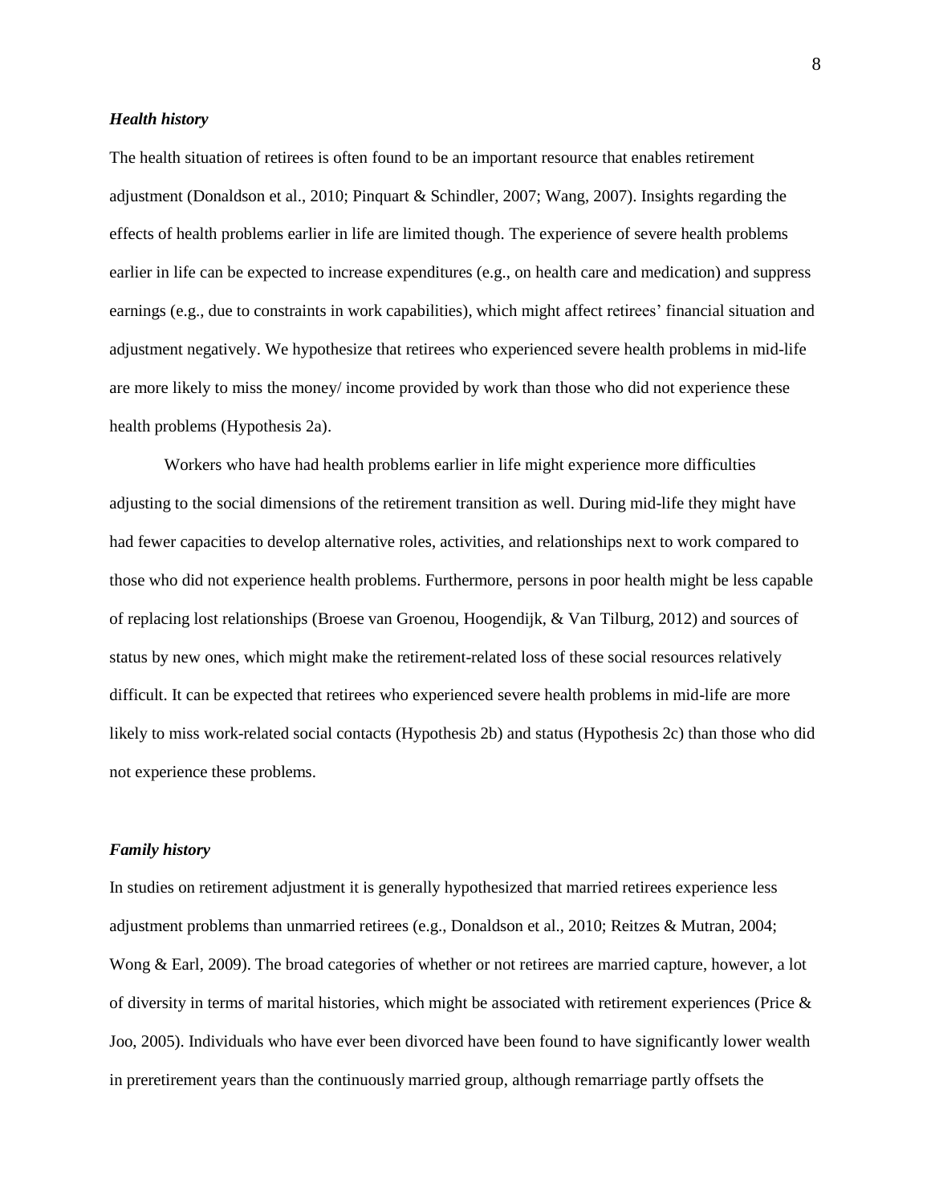### *Health history*

The health situation of retirees is often found to be an important resource that enables retirement adjustment (Donaldson et al., 2010; Pinquart & Schindler, 2007; Wang, 2007). Insights regarding the effects of health problems earlier in life are limited though. The experience of severe health problems earlier in life can be expected to increase expenditures (e.g., on health care and medication) and suppress earnings (e.g., due to constraints in work capabilities), which might affect retirees' financial situation and adjustment negatively. We hypothesize that retirees who experienced severe health problems in mid-life are more likely to miss the money/ income provided by work than those who did not experience these health problems (Hypothesis 2a).

Workers who have had health problems earlier in life might experience more difficulties adjusting to the social dimensions of the retirement transition as well. During mid-life they might have had fewer capacities to develop alternative roles, activities, and relationships next to work compared to those who did not experience health problems. Furthermore, persons in poor health might be less capable of replacing lost relationships (Broese van Groenou, Hoogendijk, & Van Tilburg, 2012) and sources of status by new ones, which might make the retirement-related loss of these social resources relatively difficult. It can be expected that retirees who experienced severe health problems in mid-life are more likely to miss work-related social contacts (Hypothesis 2b) and status (Hypothesis 2c) than those who did not experience these problems.

### *Family history*

In studies on retirement adjustment it is generally hypothesized that married retirees experience less adjustment problems than unmarried retirees (e.g., Donaldson et al., 2010; Reitzes & Mutran, 2004; Wong & Earl, 2009). The broad categories of whether or not retirees are married capture, however, a lot of diversity in terms of marital histories, which might be associated with retirement experiences (Price & Joo, 2005). Individuals who have ever been divorced have been found to have significantly lower wealth in preretirement years than the continuously married group, although remarriage partly offsets the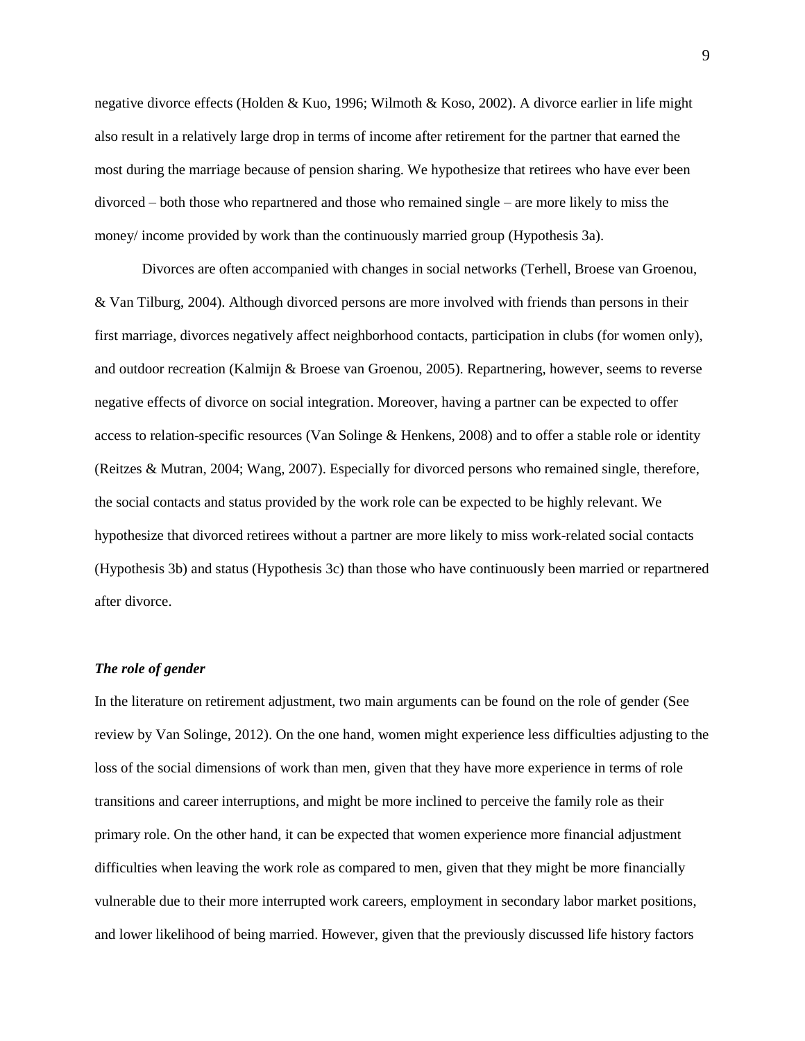negative divorce effects (Holden & Kuo, 1996; Wilmoth & Koso, 2002). A divorce earlier in life might also result in a relatively large drop in terms of income after retirement for the partner that earned the most during the marriage because of pension sharing. We hypothesize that retirees who have ever been divorced – both those who repartnered and those who remained single – are more likely to miss the money/ income provided by work than the continuously married group (Hypothesis 3a).

Divorces are often accompanied with changes in social networks (Terhell, Broese van Groenou, & Van Tilburg, 2004). Although divorced persons are more involved with friends than persons in their first marriage, divorces negatively affect neighborhood contacts, participation in clubs (for women only), and outdoor recreation (Kalmijn & Broese van Groenou, 2005). Repartnering, however, seems to reverse negative effects of divorce on social integration. Moreover, having a partner can be expected to offer access to relation-specific resources (Van Solinge & Henkens, 2008) and to offer a stable role or identity (Reitzes & Mutran, 2004; Wang, 2007). Especially for divorced persons who remained single, therefore, the social contacts and status provided by the work role can be expected to be highly relevant. We hypothesize that divorced retirees without a partner are more likely to miss work-related social contacts (Hypothesis 3b) and status (Hypothesis 3c) than those who have continuously been married or repartnered after divorce.

### *The role of gender*

In the literature on retirement adjustment, two main arguments can be found on the role of gender (See review by Van Solinge, 2012). On the one hand, women might experience less difficulties adjusting to the loss of the social dimensions of work than men, given that they have more experience in terms of role transitions and career interruptions, and might be more inclined to perceive the family role as their primary role. On the other hand, it can be expected that women experience more financial adjustment difficulties when leaving the work role as compared to men, given that they might be more financially vulnerable due to their more interrupted work careers, employment in secondary labor market positions, and lower likelihood of being married. However, given that the previously discussed life history factors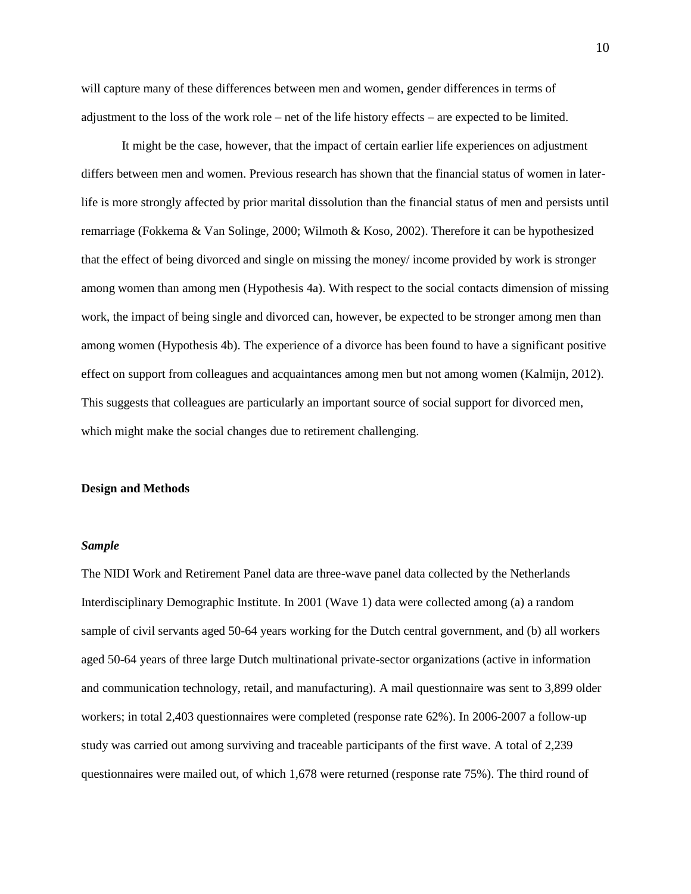will capture many of these differences between men and women, gender differences in terms of adjustment to the loss of the work role – net of the life history effects – are expected to be limited.

It might be the case, however, that the impact of certain earlier life experiences on adjustment differs between men and women. Previous research has shown that the financial status of women in later-life is more strongly affected by prior marital dissolution than the financial status of men and persists until remarriage (Fokkema & Van Solinge, 2000; Wilmoth & Koso, 2002). Therefore it can be hypothesized that the effect of being divorced and single on missing the money/ income provided by work is stronger among women than among men (Hypothesis 4a). With respect to the social contacts dimension of missing work, the impact of being single and divorced can, however, be expected to be stronger among men than among women (Hypothesis 4b). The experience of a divorce has been found to have a significant positive effect on support from colleagues and acquaintances among men but not among women (Kalmijn, 2012). This suggests that colleagues are particularly an important source of social support for divorced men, which might make the social changes due to retirement challenging.

## Design and Methods

### *Sample*

The NIDI Work and Retirement Panel data are three-wave panel data collected by the Netherlands Interdisciplinary Demographic Institute. In 2001 (Wave 1) data were collected among (a) a random sample of civil servants aged 50-64 years working for the Dutch central government, and (b) all workers aged 50-64 years of three large Dutch multinational private-sector organizations (active in information and communication technology, retail, and manufacturing). A mail questionnaire was sent to 3,899 older workers; in total 2,403 questionnaires were completed (response rate 62%). In 2006-2007 a follow-up study was carried out among surviving and traceable participants of the first wave. A total of 2,239 questionnaires were mailed out, of which 1,678 were returned (response rate 75%). The third round of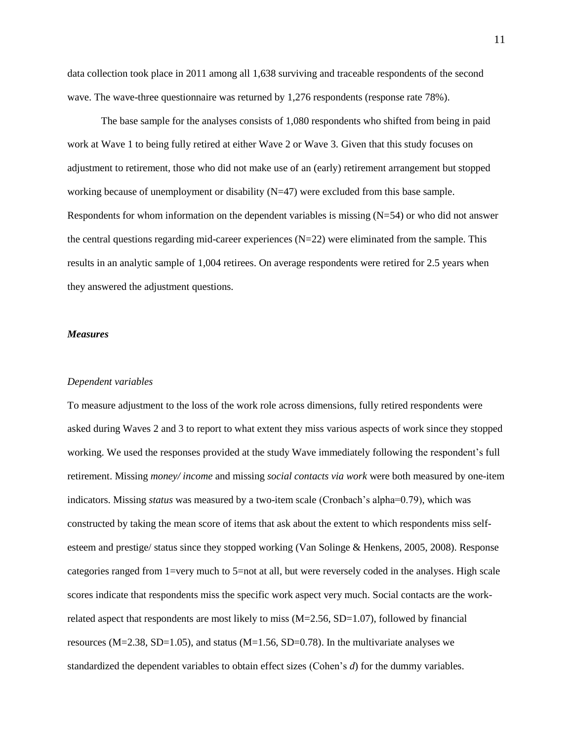data collection took place in 2011 among all 1,638 surviving and traceable respondents of the second wave. The wave-three questionnaire was returned by 1,276 respondents (response rate 78%).

The base sample for the analyses consists of 1,080 respondents who shifted from being in paid work at Wave 1 to being fully retired at either Wave 2 or Wave 3. Given that this study focuses on adjustment to retirement, those who did not make use of an (early) retirement arrangement but stopped working because of unemployment or disability (N=47) were excluded from this base sample. Respondents for whom information on the dependent variables is missing (N=54) or who did not answer the central questions regarding mid-career experiences (N=22) were eliminated from the sample. This results in an analytic sample of 1,004 retirees. On average respondents were retired for 2.5 years when they answered the adjustment questions.

### *Measures*

#### *Dependent variables*

To measure adjustment to the loss of the work role across dimensions, fully retired respondents were asked during Waves 2 and 3 to report to what extent they miss various aspects of work since they stopped working. We used the responses provided at the study Wave immediately following the respondent's full retirement. Missing *money/ income* and missing *social contacts via work* were both measured by one-item indicators. Missing *status* was measured by a two-item scale (Cronbach's alpha=0.79), which was constructed by taking the mean score of items that ask about the extent to which respondents miss self-esteem and prestige/ status since they stopped working (Van Solinge & Henkens, 2005, 2008). Response categories ranged from 1=very much to 5=not at all, but were reversely coded in the analyses. High scale scores indicate that respondents miss the specific work aspect very much. Social contacts are the work-related aspect that respondents are most likely to miss (M=2.56, SD=1.07), followed by financial resources (M=2.38, SD=1.05), and status (M=1.56, SD=0.78). In the multivariate analyses we standardized the dependent variables to obtain effect sizes (Cohen's *d*) for the dummy variables.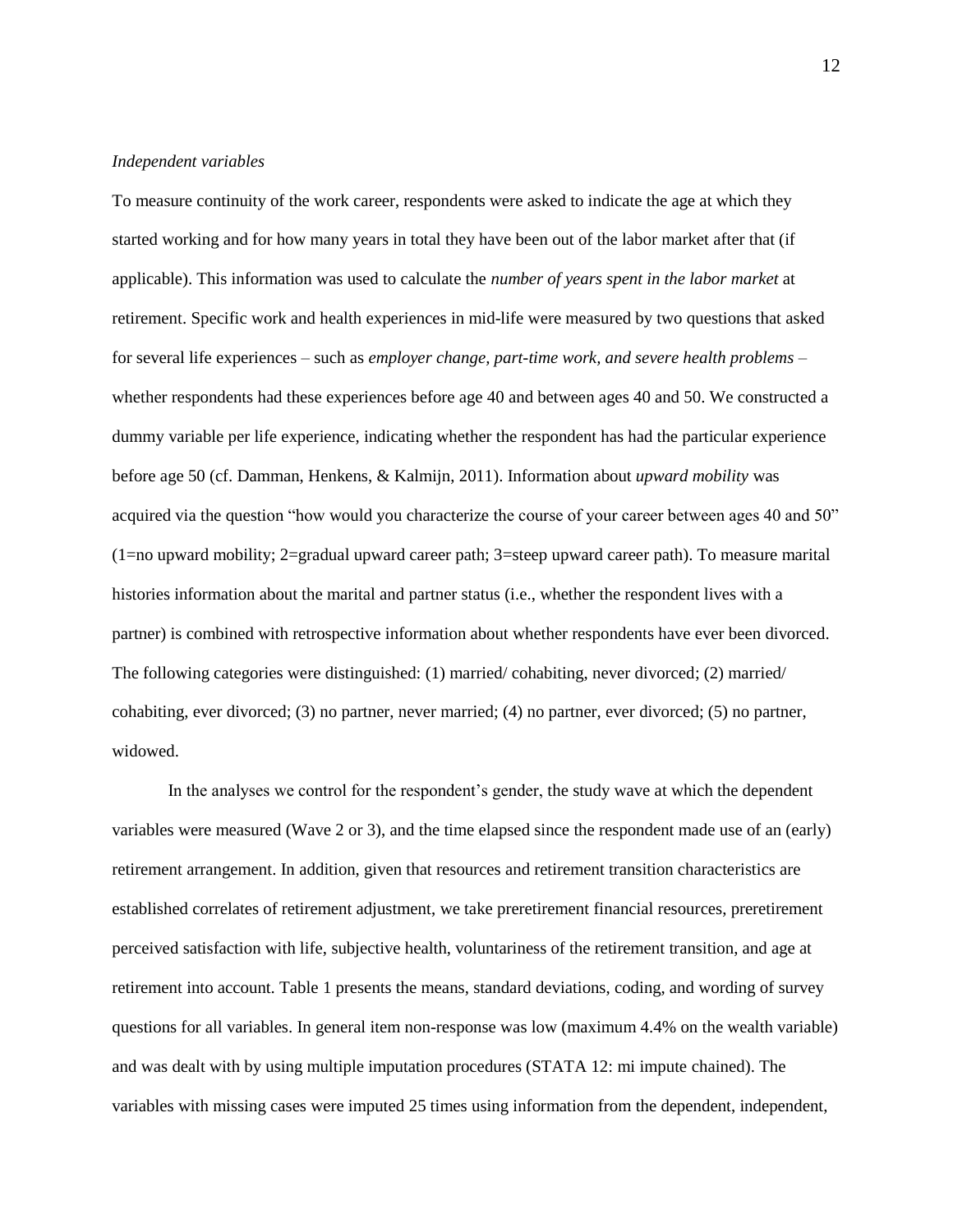*Independent variables*

To measure continuity of the work career, respondents were asked to indicate the age at which they started working and for how many years in total they have been out of the labor market after that (if applicable). This information was used to calculate the *number of years spent in the labor market* at retirement. Specific work and health experiences in mid-life were measured by two questions that asked for several life experiences – such as *employer change, part-time work, and severe health problems* – whether respondents had these experiences before age 40 and between ages 40 and 50. We constructed a dummy variable per life experience, indicating whether the respondent has had the particular experience before age 50 (cf. Damman, Henkens, & Kalmijn, 2011). Information about *upward mobility* was acquired via the question "how would you characterize the course of your career between ages 40 and 50" (1=no upward mobility; 2=gradual upward career path; 3=steep upward career path). To measure marital histories information about the marital and partner status (i.e., whether the respondent lives with a partner) is combined with retrospective information about whether respondents have ever been divorced. The following categories were distinguished: (1) married/ cohabiting, never divorced; (2) married/ cohabiting, ever divorced; (3) no partner, never married; (4) no partner, ever divorced; (5) no partner, widowed.

In the analyses we control for the respondent's gender, the study wave at which the dependent variables were measured (Wave 2 or 3), and the time elapsed since the respondent made use of an (early) retirement arrangement. In addition, given that resources and retirement transition characteristics are established correlates of retirement adjustment, we take preretirement financial resources, preretirement perceived satisfaction with life, subjective health, voluntariness of the retirement transition, and age at retirement into account. Table 1 presents the means, standard deviations, coding, and wording of survey questions for all variables. In general item non-response was low (maximum 4.4% on the wealth variable) and was dealt with by using multiple imputation procedures (STATA 12: mi impute chained). The variables with missing cases were imputed 25 times using information from the dependent, independent,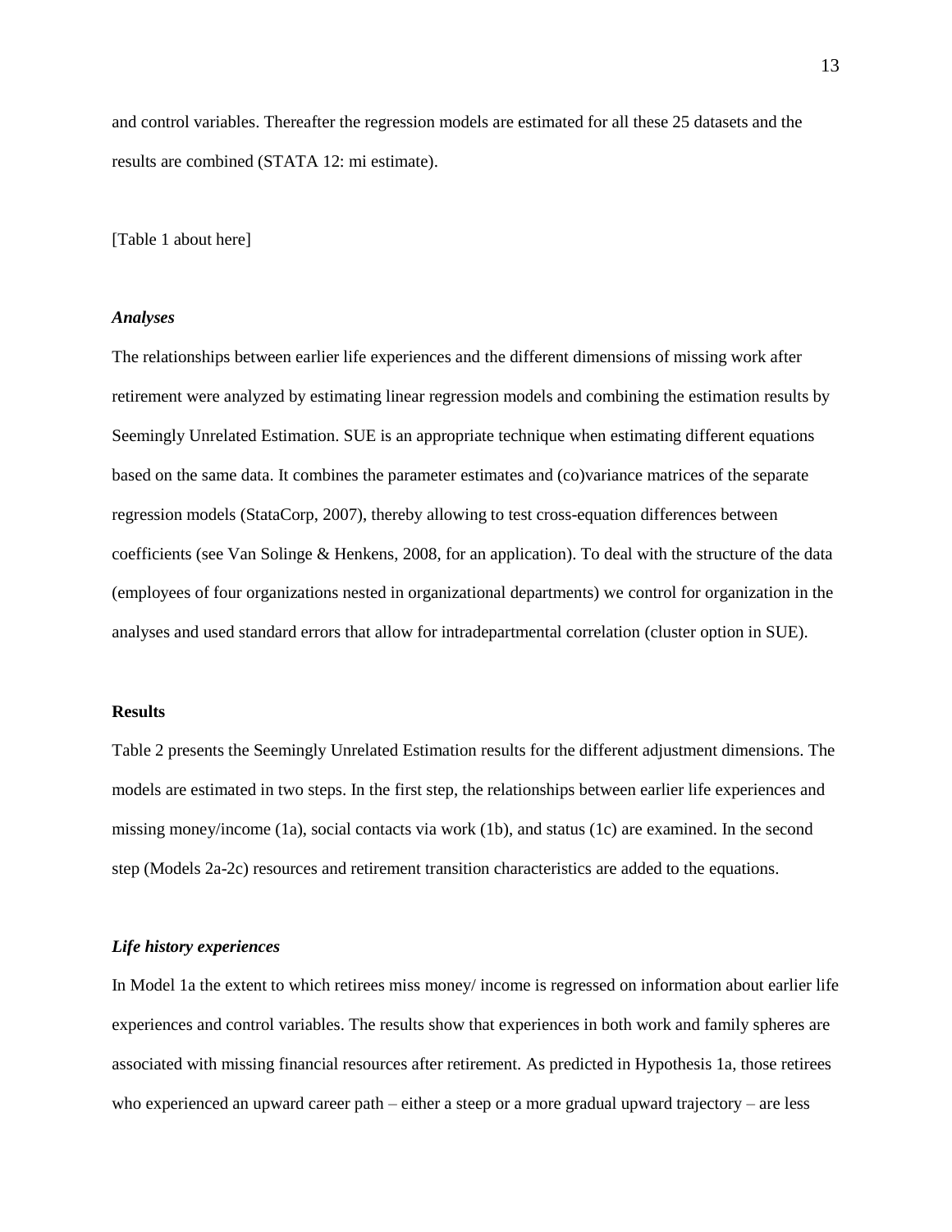and control variables. Thereafter the regression models are estimated for all these 25 datasets and the results are combined (STATA 12: mi estimate).

[Table 1 about here]

***Analyses***

The relationships between earlier life experiences and the different dimensions of missing work after retirement were analyzed by estimating linear regression models and combining the estimation results by Seemingly Unrelated Estimation. SUE is an appropriate technique when estimating different equations based on the same data. It combines the parameter estimates and (co)variance matrices of the separate regression models (StataCorp, 2007), thereby allowing to test cross-equation differences between coefficients (see Van Solinge & Henkens, 2008, for an application). To deal with the structure of the data (employees of four organizations nested in organizational departments) we control for organization in the analyses and used standard errors that allow for intradepartmental correlation (cluster option in SUE).

**Results**

Table 2 presents the Seemingly Unrelated Estimation results for the different adjustment dimensions. The models are estimated in two steps. In the first step, the relationships between earlier life experiences and missing money/income (1a), social contacts via work (1b), and status (1c) are examined. In the second step (Models 2a-2c) resources and retirement transition characteristics are added to the equations.

***Life history experiences***

In Model 1a the extent to which retirees miss money/ income is regressed on information about earlier life experiences and control variables. The results show that experiences in both work and family spheres are associated with missing financial resources after retirement. As predicted in Hypothesis 1a, those retirees who experienced an upward career path – either a steep or a more gradual upward trajectory – are less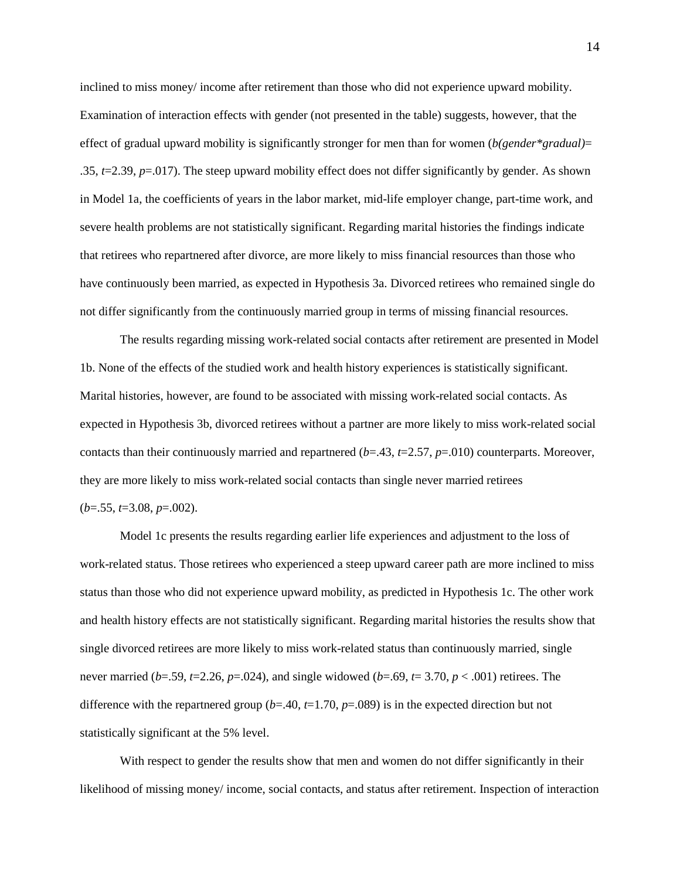inclined to miss money/ income after retirement than those who did not experience upward mobility. Examination of interaction effects with gender (not presented in the table) suggests, however, that the effect of gradual upward mobility is significantly stronger for men than for women (*b(gender*gradual)*= .35, $t$=2.39, $p$=.017). The steep upward mobility effect does not differ significantly by gender. As shown in Model 1a, the coefficients of years in the labor market, mid-life employer change, part-time work, and severe health problems are not statistically significant. Regarding marital histories the findings indicate that retirees who repartnered after divorce, are more likely to miss financial resources than those who have continuously been married, as expected in Hypothesis 3a. Divorced retirees who remained single do not differ significantly from the continuously married group in terms of missing financial resources.

The results regarding missing work-related social contacts after retirement are presented in Model 1b. None of the effects of the studied work and health history experiences is statistically significant. Marital histories, however, are found to be associated with missing work-related social contacts. As expected in Hypothesis 3b, divorced retirees without a partner are more likely to miss work-related social contacts than their continuously married and repartnered ($b$=.43, $t$=2.57, $p$=.010) counterparts. Moreover, they are more likely to miss work-related social contacts than single never married retirees ($b$=.55, $t$=3.08, $p$=.002).

Model 1c presents the results regarding earlier life experiences and adjustment to the loss of work-related status. Those retirees who experienced a steep upward career path are more inclined to miss status than those who did not experience upward mobility, as predicted in Hypothesis 1c. The other work and health history effects are not statistically significant. Regarding marital histories the results show that single divorced retirees are more likely to miss work-related status than continuously married, single never married ($b$=.59, $t$=2.26, $p$=.024), and single widowed ($b$=.69, $t$= 3.70, $p < .001$) retirees. The difference with the repartnered group ($b$=.40, $t$=1.70, $p$=.089) is in the expected direction but not statistically significant at the 5% level.

With respect to gender the results show that men and women do not differ significantly in their likelihood of missing money/ income, social contacts, and status after retirement. Inspection of interaction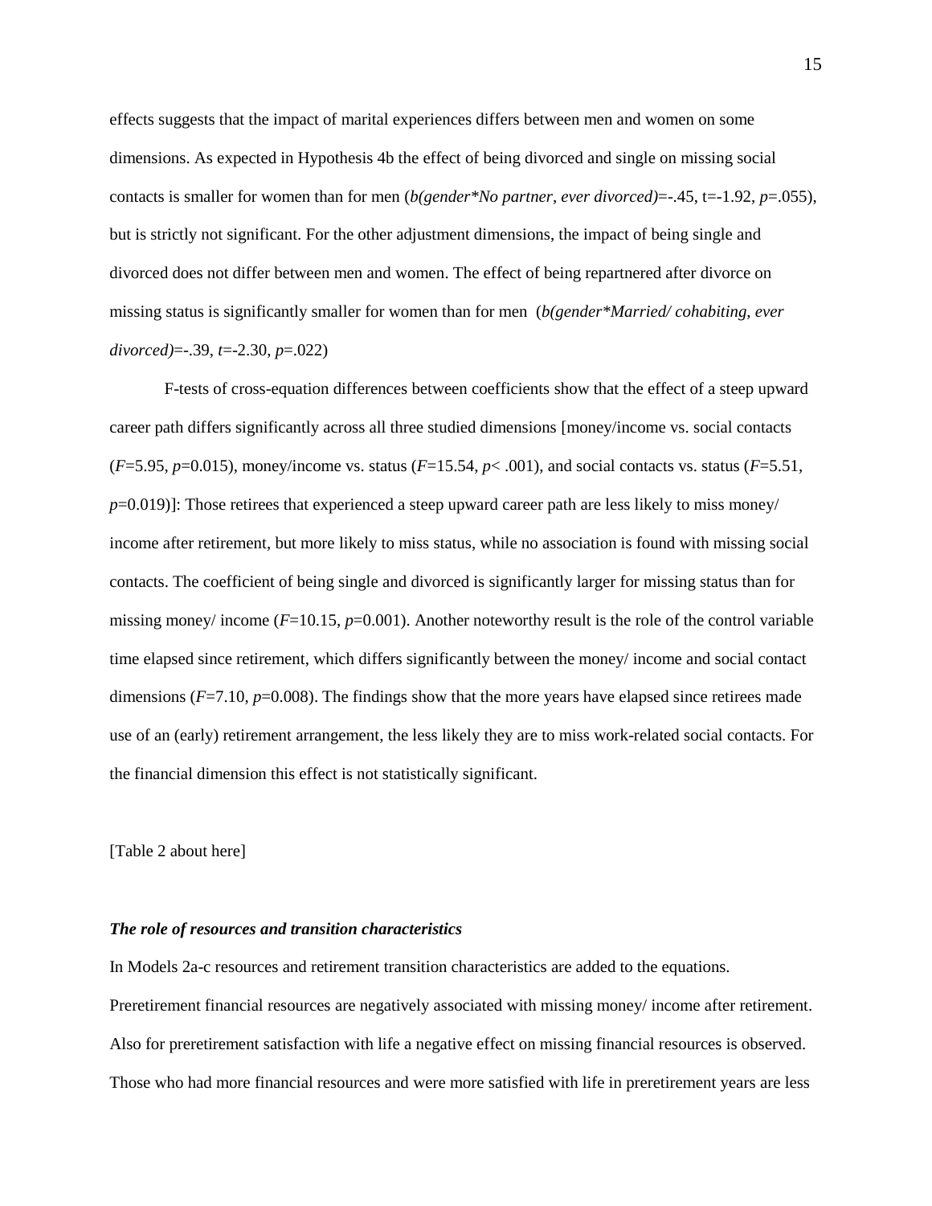effects suggests that the impact of marital experiences differs between men and women on some dimensions. As expected in Hypothesis 4b the effect of being divorced and single on missing social contacts is smaller for women than for men (*b(gender\*No partner, ever divorced)*=-.45, t=-1.92, *p*=.055), but is strictly not significant. For the other adjustment dimensions, the impact of being single and divorced does not differ between men and women. The effect of being repartnered after divorce on missing status is significantly smaller for women than for men (*b(gender\*Married/ cohabiting, ever divorced)*=-.39, *t*=-2.30, *p*=.022)

F-tests of cross-equation differences between coefficients show that the effect of a steep upward career path differs significantly across all three studied dimensions [money/income vs. social contacts ($F$=5.95, $p$=0.015), money/income vs. status ($F$=15.54, $p< .001$), and social contacts vs. status ($F$=5.51, $p$=0.019)]: Those retirees that experienced a steep upward career path are less likely to miss money/ income after retirement, but more likely to miss status, while no association is found with missing social contacts. The coefficient of being single and divorced is significantly larger for missing status than for missing money/ income ($F$=10.15, $p$=0.001). Another noteworthy result is the role of the control variable time elapsed since retirement, which differs significantly between the money/ income and social contact dimensions ($F$=7.10, $p$=0.008). The findings show that the more years have elapsed since retirees made use of an (early) retirement arrangement, the less likely they are to miss work-related social contacts. For the financial dimension this effect is not statistically significant.

[Table 2 about here]

### ***The role of resources and transition characteristics***

In Models 2a-c resources and retirement transition characteristics are added to the equations. Preretirement financial resources are negatively associated with missing money/ income after retirement. Also for preretirement satisfaction with life a negative effect on missing financial resources is observed. Those who had more financial resources and were more satisfied with life in preretirement years are less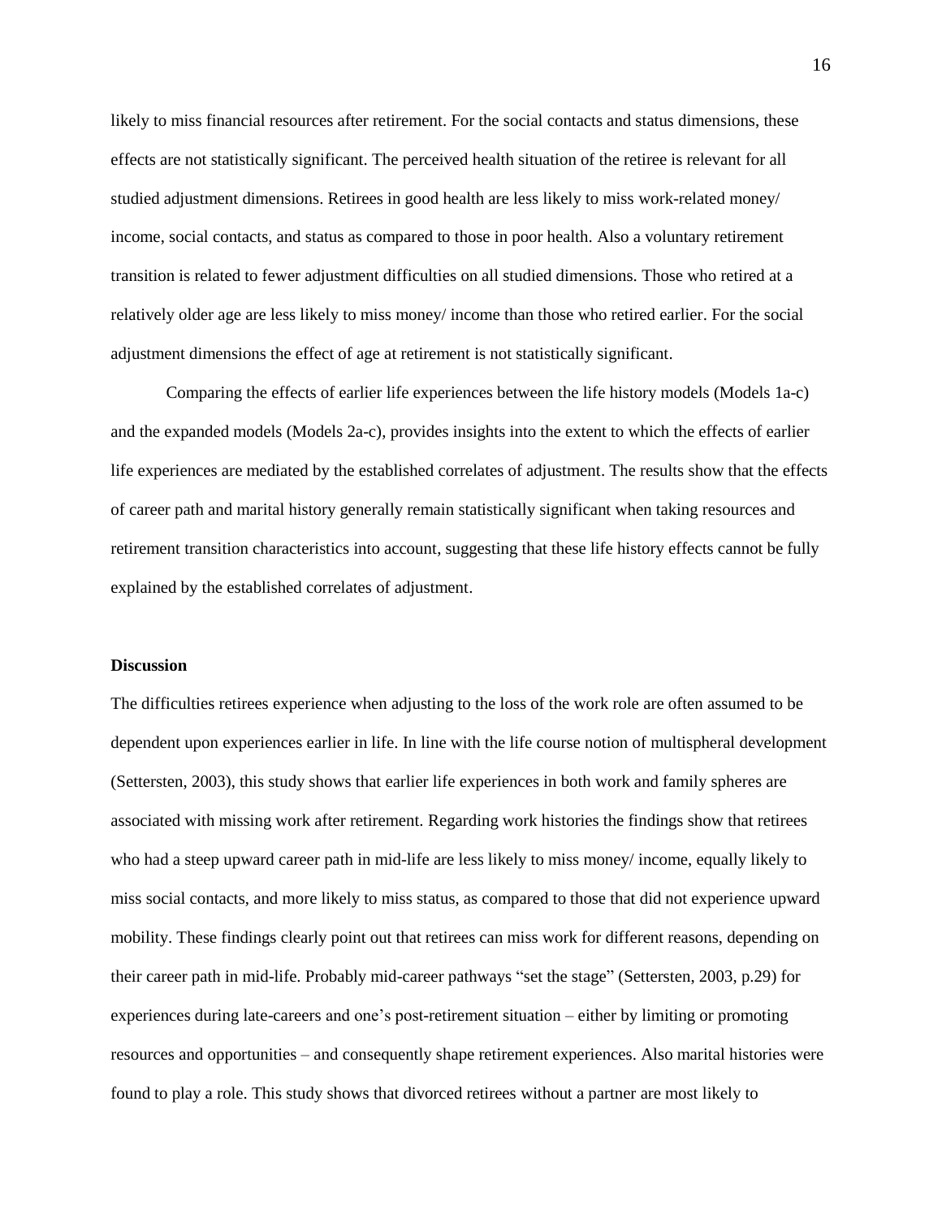likely to miss financial resources after retirement. For the social contacts and status dimensions, these effects are not statistically significant. The perceived health situation of the retiree is relevant for all studied adjustment dimensions. Retirees in good health are less likely to miss work-related money/ income, social contacts, and status as compared to those in poor health. Also a voluntary retirement transition is related to fewer adjustment difficulties on all studied dimensions. Those who retired at a relatively older age are less likely to miss money/ income than those who retired earlier. For the social adjustment dimensions the effect of age at retirement is not statistically significant.

Comparing the effects of earlier life experiences between the life history models (Models 1a-c) and the expanded models (Models 2a-c), provides insights into the extent to which the effects of earlier life experiences are mediated by the established correlates of adjustment. The results show that the effects of career path and marital history generally remain statistically significant when taking resources and retirement transition characteristics into account, suggesting that these life history effects cannot be fully explained by the established correlates of adjustment.

## Discussion

The difficulties retirees experience when adjusting to the loss of the work role are often assumed to be dependent upon experiences earlier in life. In line with the life course notion of multispheral development (Settersten, 2003), this study shows that earlier life experiences in both work and family spheres are associated with missing work after retirement. Regarding work histories the findings show that retirees who had a steep upward career path in mid-life are less likely to miss money/ income, equally likely to miss social contacts, and more likely to miss status, as compared to those that did not experience upward mobility. These findings clearly point out that retirees can miss work for different reasons, depending on their career path in mid-life. Probably mid-career pathways "set the stage" (Settersten, 2003, p.29) for experiences during late-careers and one's post-retirement situation – either by limiting or promoting resources and opportunities – and consequently shape retirement experiences. Also marital histories were found to play a role. This study shows that divorced retirees without a partner are most likely to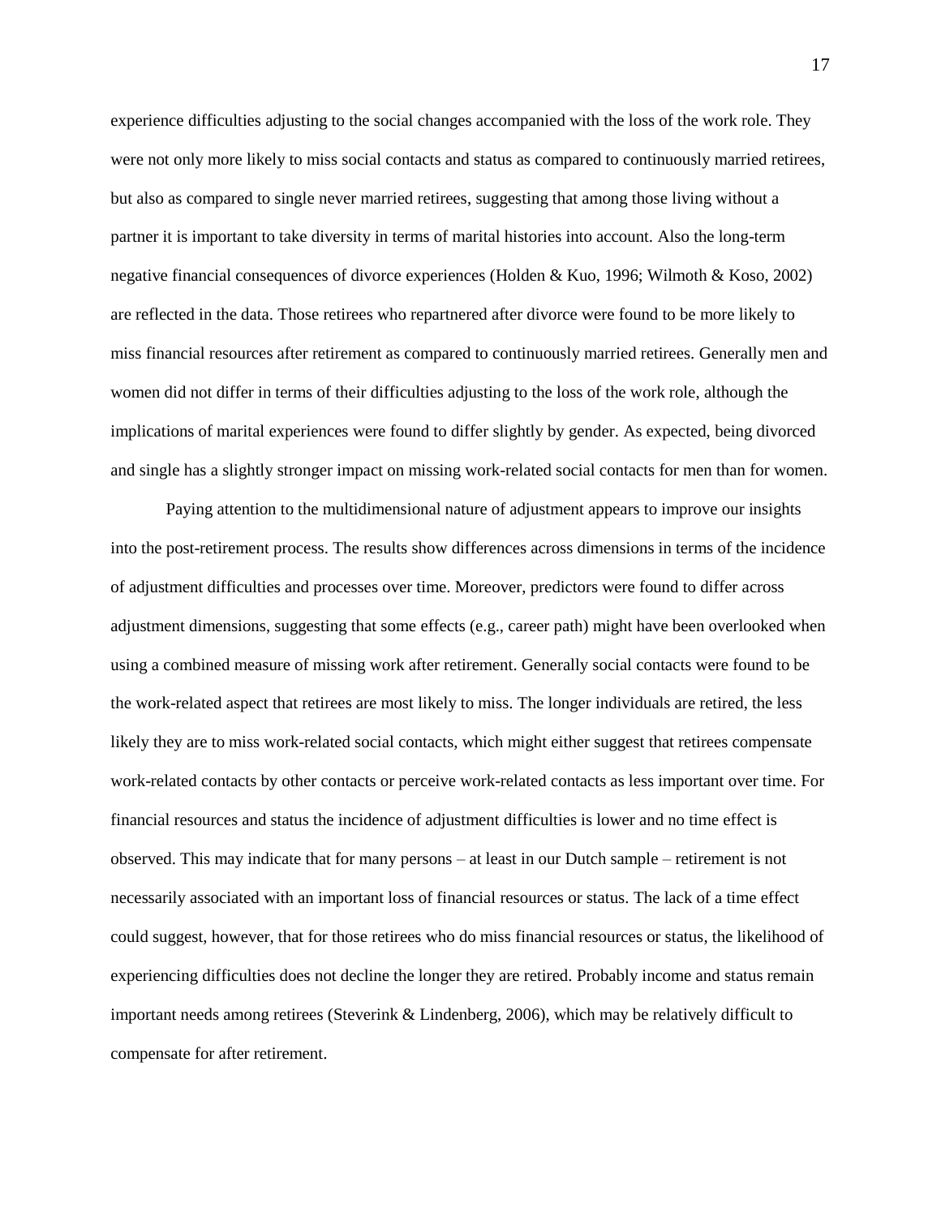experience difficulties adjusting to the social changes accompanied with the loss of the work role. They were not only more likely to miss social contacts and status as compared to continuously married retirees, but also as compared to single never married retirees, suggesting that among those living without a partner it is important to take diversity in terms of marital histories into account. Also the long-term negative financial consequences of divorce experiences (Holden & Kuo, 1996; Wilmoth & Koso, 2002) are reflected in the data. Those retirees who repartnered after divorce were found to be more likely to miss financial resources after retirement as compared to continuously married retirees. Generally men and women did not differ in terms of their difficulties adjusting to the loss of the work role, although the implications of marital experiences were found to differ slightly by gender. As expected, being divorced and single has a slightly stronger impact on missing work-related social contacts for men than for women.

Paying attention to the multidimensional nature of adjustment appears to improve our insights into the post-retirement process. The results show differences across dimensions in terms of the incidence of adjustment difficulties and processes over time. Moreover, predictors were found to differ across adjustment dimensions, suggesting that some effects (e.g., career path) might have been overlooked when using a combined measure of missing work after retirement. Generally social contacts were found to be the work-related aspect that retirees are most likely to miss. The longer individuals are retired, the less likely they are to miss work-related social contacts, which might either suggest that retirees compensate work-related contacts by other contacts or perceive work-related contacts as less important over time. For financial resources and status the incidence of adjustment difficulties is lower and no time effect is observed. This may indicate that for many persons – at least in our Dutch sample – retirement is not necessarily associated with an important loss of financial resources or status. The lack of a time effect could suggest, however, that for those retirees who do miss financial resources or status, the likelihood of experiencing difficulties does not decline the longer they are retired. Probably income and status remain important needs among retirees (Steverink & Lindenberg, 2006), which may be relatively difficult to compensate for after retirement.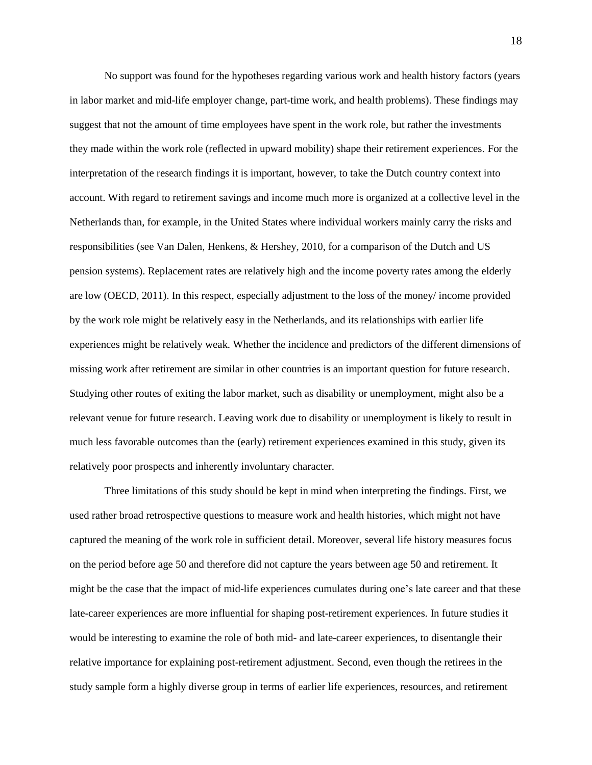No support was found for the hypotheses regarding various work and health history factors (years in labor market and mid-life employer change, part-time work, and health problems). These findings may suggest that not the amount of time employees have spent in the work role, but rather the investments they made within the work role (reflected in upward mobility) shape their retirement experiences. For the interpretation of the research findings it is important, however, to take the Dutch country context into account. With regard to retirement savings and income much more is organized at a collective level in the Netherlands than, for example, in the United States where individual workers mainly carry the risks and responsibilities (see Van Dalen, Henkens, & Hershey, 2010, for a comparison of the Dutch and US pension systems). Replacement rates are relatively high and the income poverty rates among the elderly are low (OECD, 2011). In this respect, especially adjustment to the loss of the money/ income provided by the work role might be relatively easy in the Netherlands, and its relationships with earlier life experiences might be relatively weak. Whether the incidence and predictors of the different dimensions of missing work after retirement are similar in other countries is an important question for future research. Studying other routes of exiting the labor market, such as disability or unemployment, might also be a relevant venue for future research. Leaving work due to disability or unemployment is likely to result in much less favorable outcomes than the (early) retirement experiences examined in this study, given its relatively poor prospects and inherently involuntary character.

Three limitations of this study should be kept in mind when interpreting the findings. First, we used rather broad retrospective questions to measure work and health histories, which might not have captured the meaning of the work role in sufficient detail. Moreover, several life history measures focus on the period before age 50 and therefore did not capture the years between age 50 and retirement. It might be the case that the impact of mid-life experiences cumulates during one's late career and that these late-career experiences are more influential for shaping post-retirement experiences. In future studies it would be interesting to examine the role of both mid- and late-career experiences, to disentangle their relative importance for explaining post-retirement adjustment. Second, even though the retirees in the study sample form a highly diverse group in terms of earlier life experiences, resources, and retirement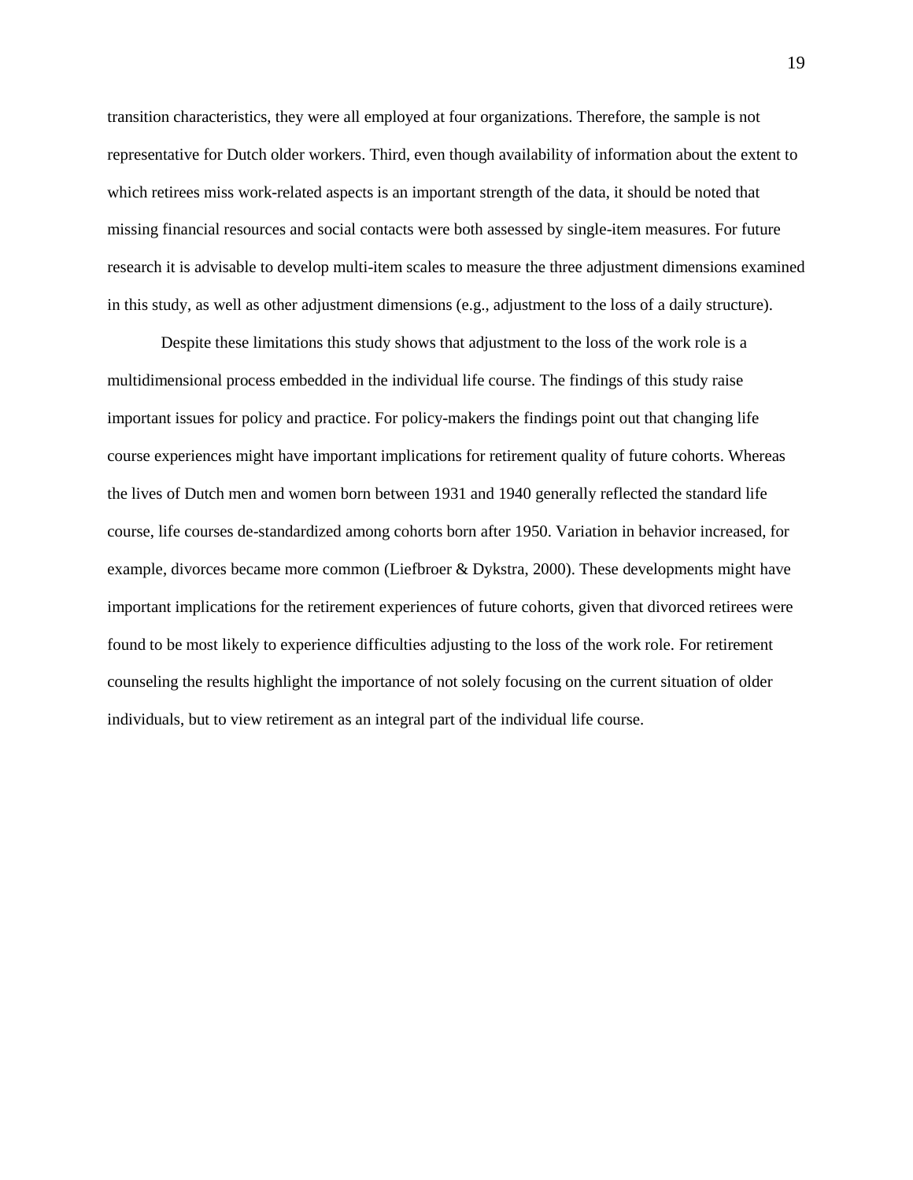transition characteristics, they were all employed at four organizations. Therefore, the sample is not representative for Dutch older workers. Third, even though availability of information about the extent to which retirees miss work-related aspects is an important strength of the data, it should be noted that missing financial resources and social contacts were both assessed by single-item measures. For future research it is advisable to develop multi-item scales to measure the three adjustment dimensions examined in this study, as well as other adjustment dimensions (e.g., adjustment to the loss of a daily structure).

Despite these limitations this study shows that adjustment to the loss of the work role is a multidimensional process embedded in the individual life course. The findings of this study raise important issues for policy and practice. For policy-makers the findings point out that changing life course experiences might have important implications for retirement quality of future cohorts. Whereas the lives of Dutch men and women born between 1931 and 1940 generally reflected the standard life course, life courses de-standardized among cohorts born after 1950. Variation in behavior increased, for example, divorces became more common (Liefbroer & Dykstra, 2000). These developments might have important implications for the retirement experiences of future cohorts, given that divorced retirees were found to be most likely to experience difficulties adjusting to the loss of the work role. For retirement counseling the results highlight the importance of not solely focusing on the current situation of older individuals, but to view retirement as an integral part of the individual life course.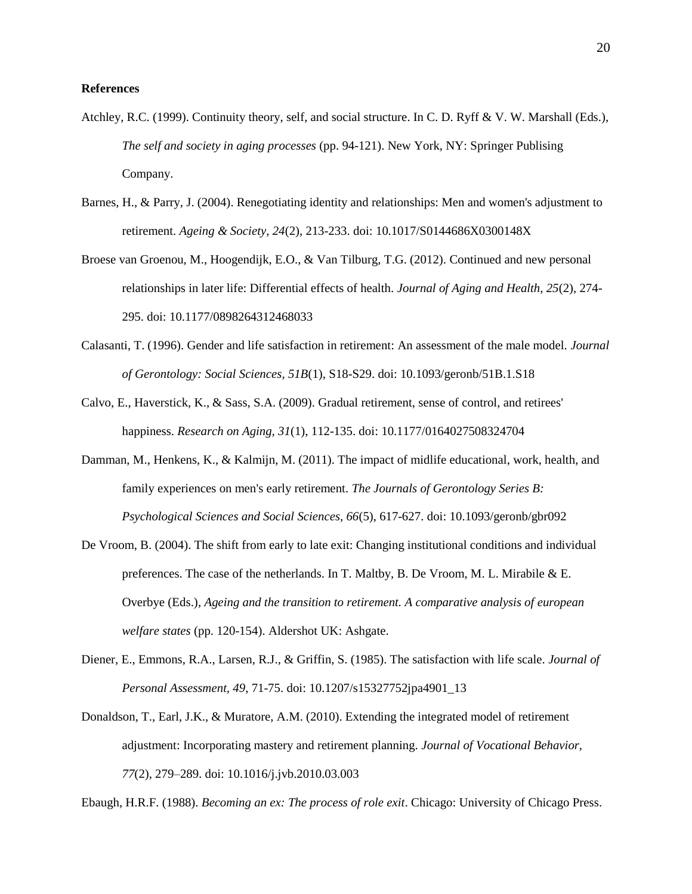**References**

Atchley, R.C. (1999). Continuity theory, self, and social structure. In C. D. Ryff & V. W. Marshall (Eds.), *The self and society in aging processes* (pp. 94-121). New York, NY: Springer Publising Company.

Barnes, H., & Parry, J. (2004). Renegotiating identity and relationships: Men and women's adjustment to retirement. *Ageing & Society, 24*(2), 213-233. doi: 10.1017/S0144686X0300148X

Broese van Groenou, M., Hoogendijk, E.O., & Van Tilburg, T.G. (2012). Continued and new personal relationships in later life: Differential effects of health. *Journal of Aging and Health, 25*(2), 274-295. doi: 10.1177/0898264312468033

Calasanti, T. (1996). Gender and life satisfaction in retirement: An assessment of the male model. *Journal of Gerontology: Social Sciences, 51B*(1), S18-S29. doi: 10.1093/geronb/51B.1.S18

Calvo, E., Haverstick, K., & Sass, S.A. (2009). Gradual retirement, sense of control, and retirees' happiness. *Research on Aging, 31*(1), 112-135. doi: 10.1177/0164027508324704

Damman, M., Henkens, K., & Kalmijn, M. (2011). The impact of midlife educational, work, health, and family experiences on men's early retirement. *The Journals of Gerontology Series B: Psychological Sciences and Social Sciences, 66*(5), 617-627. doi: 10.1093/geronb/gbr092

De Vroom, B. (2004). The shift from early to late exit: Changing institutional conditions and individual preferences. The case of the netherlands. In T. Maltby, B. De Vroom, M. L. Mirabile & E. Overbye (Eds.), *Ageing and the transition to retirement. A comparative analysis of european welfare states* (pp. 120-154). Aldershot UK: Ashgate.

Diener, E., Emmons, R.A., Larsen, R.J., & Griffin, S. (1985). The satisfaction with life scale. *Journal of Personal Assessment, 49*, 71-75. doi: 10.1207/s15327752jpa4901_13

Donaldson, T., Earl, J.K., & Muratore, A.M. (2010). Extending the integrated model of retirement adjustment: Incorporating mastery and retirement planning. *Journal of Vocational Behavior, 77*(2), 279–289. doi: 10.1016/j.jvb.2010.03.003

Ebaugh, H.R.F. (1988). *Becoming an ex: The process of role exit*. Chicago: University of Chicago Press.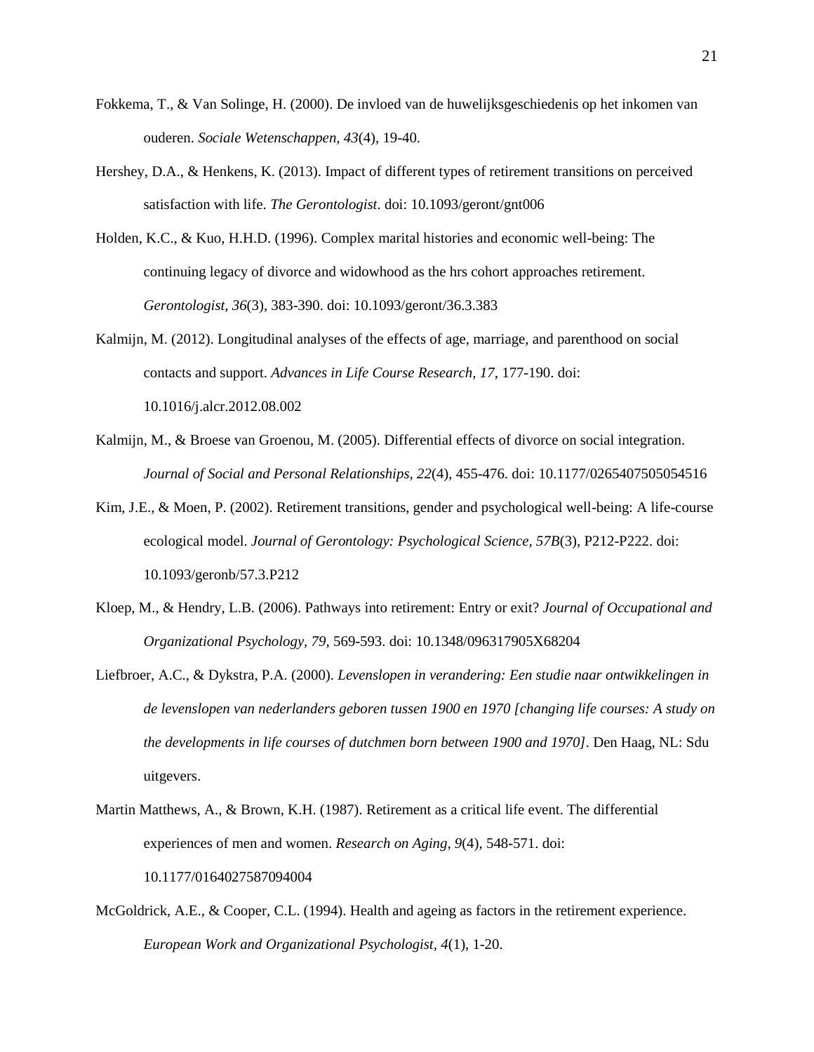Fokkema, T., & Van Solinge, H. (2000). De invloed van de huwelijksgeschiedenis op het inkomen van ouderen. *Sociale Wetenschappen, 43*(4), 19-40.

Hershey, D.A., & Henkens, K. (2013). Impact of different types of retirement transitions on perceived satisfaction with life. *The Gerontologist*. doi: 10.1093/geront/gnt006

Holden, K.C., & Kuo, H.H.D. (1996). Complex marital histories and economic well-being: The continuing legacy of divorce and widowhood as the hrs cohort approaches retirement. *Gerontologist, 36*(3), 383-390. doi: 10.1093/geront/36.3.383

Kalmijn, M. (2012). Longitudinal analyses of the effects of age, marriage, and parenthood on social contacts and support. *Advances in Life Course Research, 17*, 177-190. doi: 10.1016/j.alcr.2012.08.002

Kalmijn, M., & Broese van Groenou, M. (2005). Differential effects of divorce on social integration. *Journal of Social and Personal Relationships, 22*(4), 455-476. doi: 10.1177/0265407505054516

Kim, J.E., & Moen, P. (2002). Retirement transitions, gender and psychological well-being: A life-course ecological model. *Journal of Gerontology: Psychological Science, 57B*(3), P212-P222. doi: 10.1093/geronb/57.3.P212

Kloep, M., & Hendry, L.B. (2006). Pathways into retirement: Entry or exit? *Journal of Occupational and Organizational Psychology, 79*, 569-593. doi: 10.1348/096317905X68204

Liefbroer, A.C., & Dykstra, P.A. (2000). *Levenslopen in verandering: Een studie naar ontwikkelingen in de levenslopen van nederlanders geboren tussen 1900 en 1970 [changing life courses: A study on the developments in life courses of dutchmen born between 1900 and 1970]*. Den Haag, NL: Sdu uitgevers.

Martin Matthews, A., & Brown, K.H. (1987). Retirement as a critical life event. The differential experiences of men and women. *Research on Aging, 9*(4), 548-571. doi: 10.1177/0164027587094004

McGoldrick, A.E., & Cooper, C.L. (1994). Health and ageing as factors in the retirement experience. *European Work and Organizational Psychologist, 4*(1), 1-20.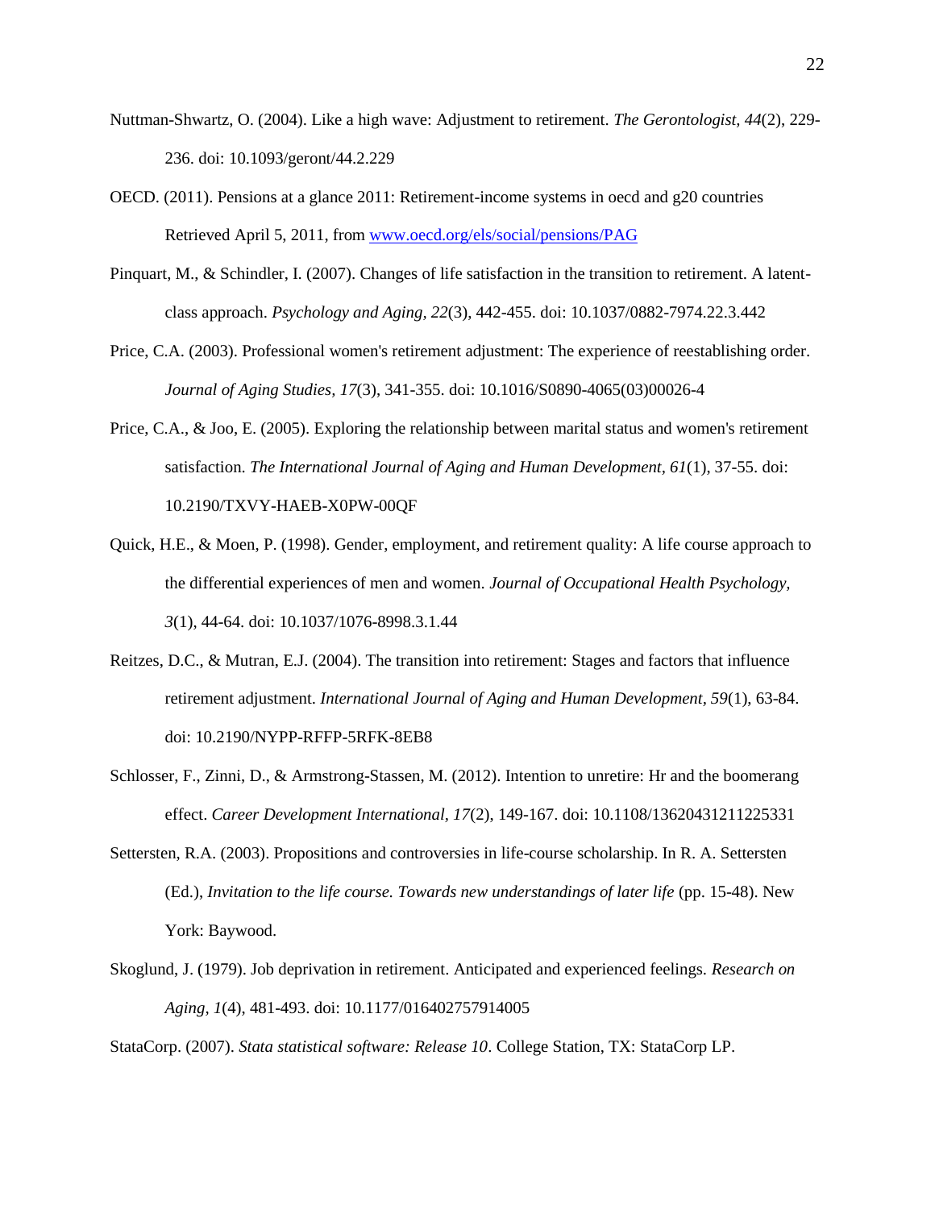Nuttman-Shwartz, O. (2004). Like a high wave: Adjustment to retirement. *The Gerontologist, 44*(2), 229-236. doi: 10.1093/geront/44.2.229

OECD. (2011). Pensions at a glance 2011: Retirement-income systems in oecd and g20 countries Retrieved April 5, 2011, from [www.oecd.org/els/social/pensions/PAG](www.oecd.org/els/social/pensions/PAG)

Pinquart, M., & Schindler, I. (2007). Changes of life satisfaction in the transition to retirement. A latent-class approach. *Psychology and Aging, 22*(3), 442-455. doi: 10.1037/0882-7974.22.3.442

Price, C.A. (2003). Professional women's retirement adjustment: The experience of reestablishing order. *Journal of Aging Studies, 17*(3), 341-355. doi: 10.1016/S0890-4065(03)00026-4

Price, C.A., & Joo, E. (2005). Exploring the relationship between marital status and women's retirement satisfaction. *The International Journal of Aging and Human Development, 61*(1), 37-55. doi: 10.2190/TXVY-HAEB-X0PW-00QF

Quick, H.E., & Moen, P. (1998). Gender, employment, and retirement quality: A life course approach to the differential experiences of men and women. *Journal of Occupational Health Psychology, 3*(1), 44-64. doi: 10.1037/1076-8998.3.1.44

Reitzes, D.C., & Mutran, E.J. (2004). The transition into retirement: Stages and factors that influence retirement adjustment. *International Journal of Aging and Human Development, 59*(1), 63-84. doi: 10.2190/NYPP-RFFP-5RFK-8EB8

Schlosser, F., Zinni, D., & Armstrong-Stassen, M. (2012). Intention to unretire: Hr and the boomerang effect. *Career Development International, 17*(2), 149-167. doi: 10.1108/13620431211225331

Settersten, R.A. (2003). Propositions and controversies in life-course scholarship. In R. A. Settersten (Ed.), *Invitation to the life course. Towards new understandings of later life* (pp. 15-48). New York: Baywood.

Skoglund, J. (1979). Job deprivation in retirement. Anticipated and experienced feelings. *Research on Aging, 1*(4), 481-493. doi: 10.1177/016402757914005

StataCorp. (2007). *Stata statistical software: Release 10*. College Station, TX: StataCorp LP.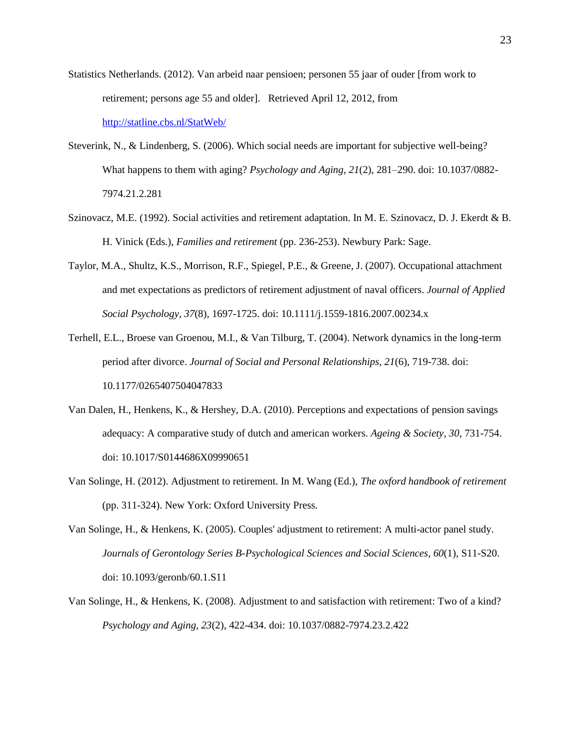Statistics Netherlands. (2012). Van arbeid naar pensioen; personen 55 jaar of ouder [from work to retirement; persons age 55 and older]. Retrieved April 12, 2012, from http://statline.cbs.nl/StatWeb/

Steverink, N., & Lindenberg, S. (2006). Which social needs are important for subjective well-being? What happens to them with aging? *Psychology and Aging, 21*(2), 281–290. doi: 10.1037/0882-7974.21.2.281

Szinovacz, M.E. (1992). Social activities and retirement adaptation. In M. E. Szinovacz, D. J. Ekerdt & B. H. Vinick (Eds.), *Families and retirement* (pp. 236-253). Newbury Park: Sage.

Taylor, M.A., Shultz, K.S., Morrison, R.F., Spiegel, P.E., & Greene, J. (2007). Occupational attachment and met expectations as predictors of retirement adjustment of naval officers. *Journal of Applied Social Psychology, 37*(8), 1697-1725. doi: 10.1111/j.1559-1816.2007.00234.x

Terhell, E.L., Broese van Groenou, M.I., & Van Tilburg, T. (2004). Network dynamics in the long-term period after divorce. *Journal of Social and Personal Relationships, 21*(6), 719-738. doi: 10.1177/0265407504047833

Van Dalen, H., Henkens, K., & Hershey, D.A. (2010). Perceptions and expectations of pension savings adequacy: A comparative study of dutch and american workers. *Ageing & Society, 30*, 731-754. doi: 10.1017/S0144686X09990651

Van Solinge, H. (2012). Adjustment to retirement. In M. Wang (Ed.), *The oxford handbook of retirement* (pp. 311-324). New York: Oxford University Press.

Van Solinge, H., & Henkens, K. (2005). Couples' adjustment to retirement: A multi-actor panel study. *Journals of Gerontology Series B-Psychological Sciences and Social Sciences, 60*(1), S11-S20. doi: 10.1093/geronb/60.1.S11

Van Solinge, H., & Henkens, K. (2008). Adjustment to and satisfaction with retirement: Two of a kind? *Psychology and Aging, 23*(2), 422-434. doi: 10.1037/0882-7974.23.2.422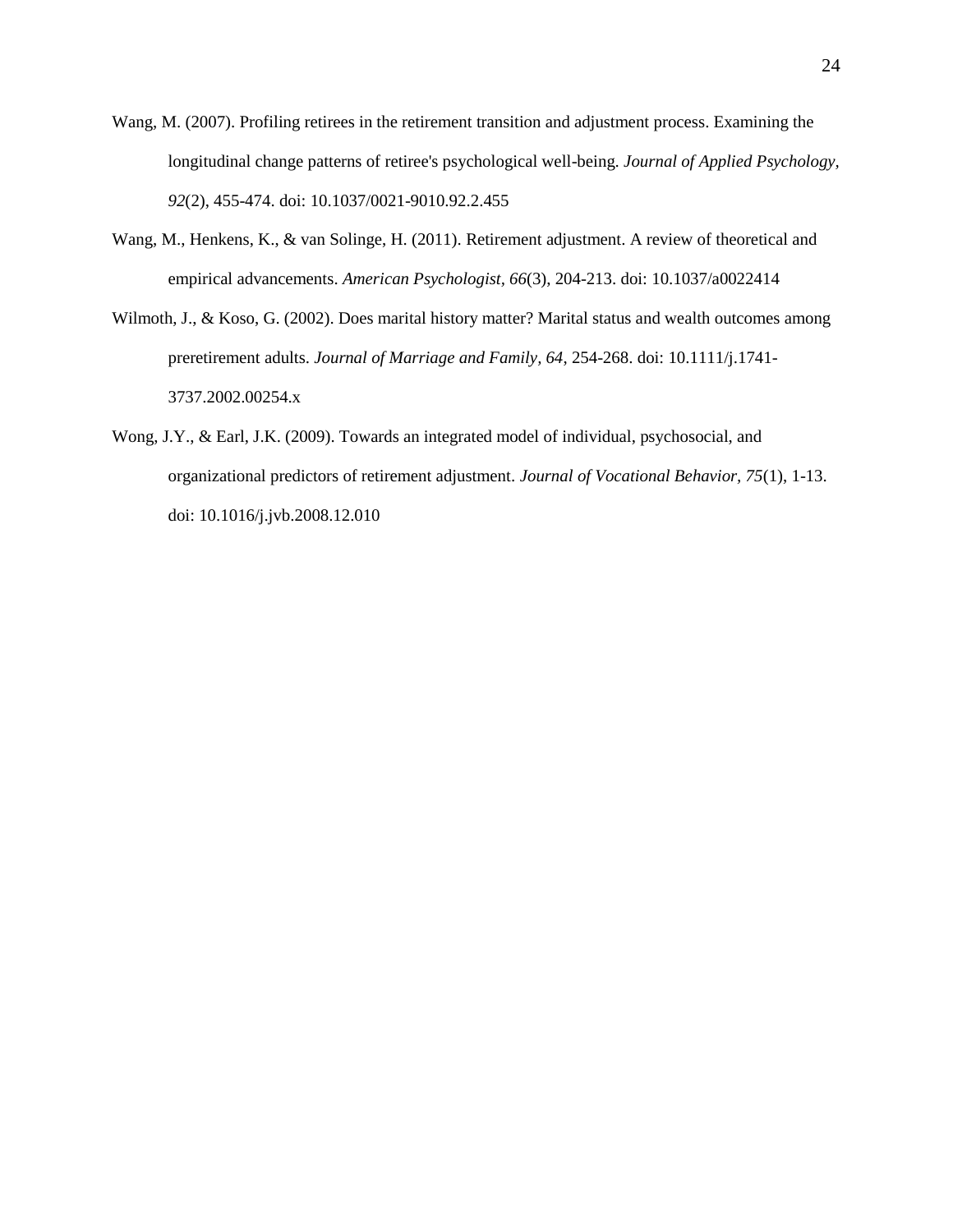Wang, M. (2007). Profiling retirees in the retirement transition and adjustment process. Examining the longitudinal change patterns of retiree's psychological well-being. *Journal of Applied Psychology, 92*(2), 455-474. doi: 10.1037/0021-9010.92.2.455

Wang, M., Henkens, K., & van Solinge, H. (2011). Retirement adjustment. A review of theoretical and empirical advancements. *American Psychologist*, *66*(3), 204-213. doi: 10.1037/a0022414

Wilmoth, J., & Koso, G. (2002). Does marital history matter? Marital status and wealth outcomes among preretirement adults. *Journal of Marriage and Family*, *64*, 254-268. doi: 10.1111/j.1741-3737.2002.00254.x

Wong, J.Y., & Earl, J.K. (2009). Towards an integrated model of individual, psychosocial, and organizational predictors of retirement adjustment. *Journal of Vocational Behavior, 75*(1), 1-13. doi: 10.1016/j.jvb.2008.12.010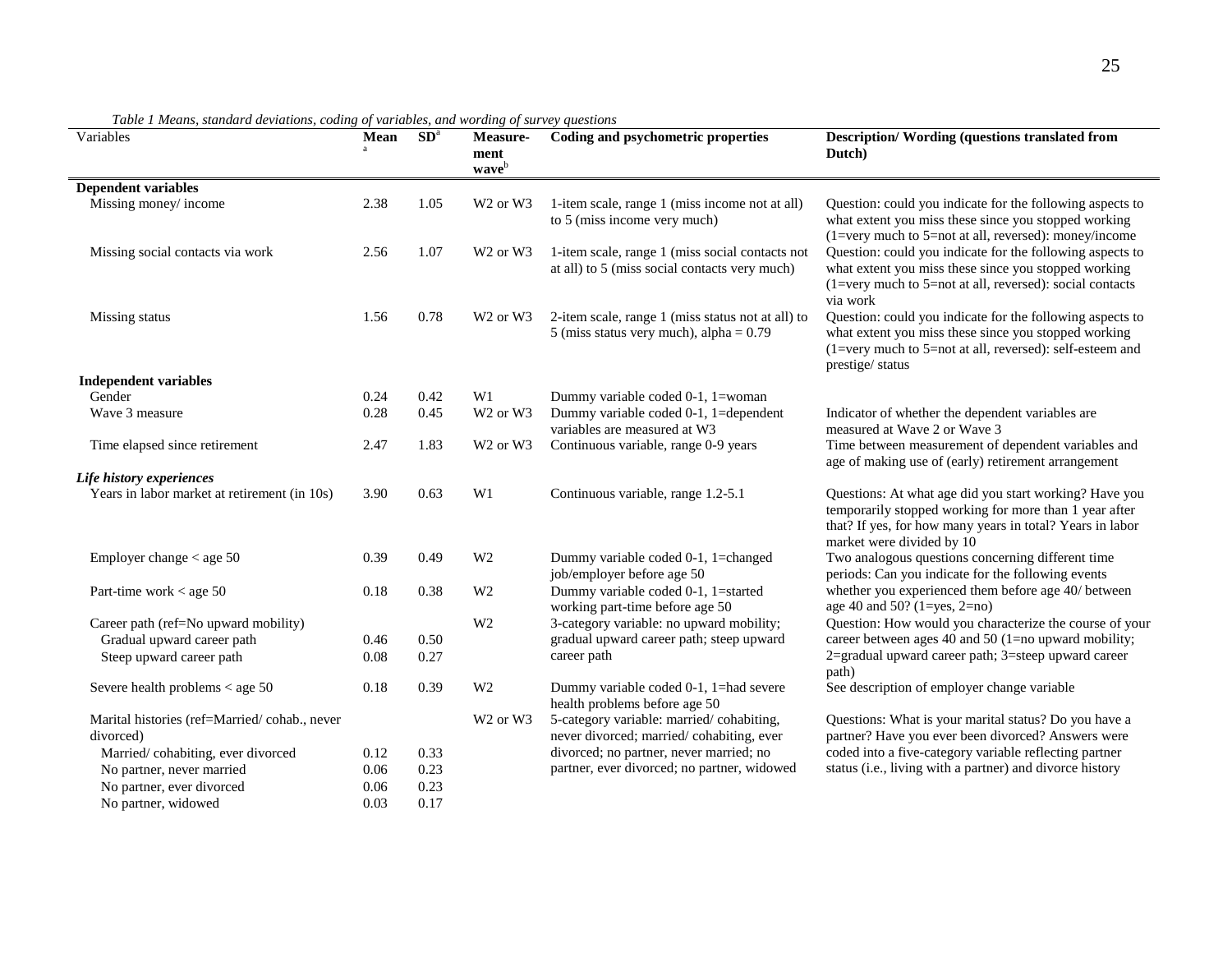*Table 1 Means, standard deviations, coding of variables, and wording of survey questions*

| Variables | Mean[a] | SD[a] | Measure-ment wave[b] | Coding and psychometric properties | Description/ Wording (questions translated from Dutch) |
|---|---|---|---|---|---|
| **Dependent variables** | | | | | |
| Missing money/ income | 2.38 | 1.05 | W2 or W3 | 1-item scale, range 1 (miss income not at all) to 5 (miss income very much) | Question: could you indicate for the following aspects to what extent you miss these since you stopped working (1=very much to 5=not at all, reversed): money/income |
| Missing social contacts via work | 2.56 | 1.07 | W2 or W3 | 1-item scale, range 1 (miss social contacts not at all) to 5 (miss social contacts very much) | Question: could you indicate for the following aspects to what extent you miss these since you stopped working (1=very much to 5=not at all, reversed): social contacts via work |
| Missing status | 1.56 | 0.78 | W2 or W3 | 2-item scale, range 1 (miss status not at all) to 5 (miss status very much), alpha = 0.79 | Question: could you indicate for the following aspects to what extent you miss these since you stopped working (1=very much to 5=not at all, reversed): self-esteem and prestige/ status |
| **Independent variables** | | | | | |
| Gender | 0.24 | 0.42 | W1 | Dummy variable coded 0-1, 1=woman | |
| Wave 3 measure | 0.28 | 0.45 | W2 or W3 | Dummy variable coded 0-1, 1=dependent variables are measured at W3 | Indicator of whether the dependent variables are measured at Wave 2 or Wave 3 |
| Time elapsed since retirement | 2.47 | 1.83 | W2 or W3 | Continuous variable, range 0-9 years | Time between measurement of dependent variables and age of making use of (early) retirement arrangement |
| ***Life history experiences*** | | | | | |
| Years in labor market at retirement (in 10s) | 3.90 | 0.63 | W1 | Continuous variable, range 1.2-5.1 | Questions: At what age did you start working? Have you temporarily stopped working for more than 1 year after that? If yes, for how many years in total? Years in labor market were divided by 10 |
| Employer change < age 50 | 0.39 | 0.49 | W2 | Dummy variable coded 0-1, 1=changed job/employer before age 50 | Two analogous questions concerning different time periods: Can you indicate for the following events whether you experienced them before age 40/ between age 40 and 50? (1=yes, 2=no) |
| Part-time work < age 50 | 0.18 | 0.38 | W2 | Dummy variable coded 0-1, 1=started working part-time before age 50 | |
| Career path (ref=No upward mobility) | | | W2 | 3-category variable: no upward mobility; gradual upward career path; steep upward career path | Question: How would you characterize the course of your career between ages 40 and 50 (1=no upward mobility; 2=gradual upward career path; 3=steep upward career path) |
| Gradual upward career path | 0.46 | 0.50 | | | |
| Steep upward career path | 0.08 | 0.27 | | | |
| Severe health problems < age 50 | 0.18 | 0.39 | W2 | Dummy variable coded 0-1, 1=had severe health problems before age 50 | See description of employer change variable |
| Marital histories (ref=Married/ cohab., never divorced) | | | W2 or W3 | 5-category variable: married/ cohabiting, never divorced; married/ cohabiting, ever divorced; no partner, never married; no partner, ever divorced; no partner, widowed | Questions: What is your marital status? Do you have a partner? Have you ever been divorced? Answers were coded into a five-category variable reflecting partner status (i.e., living with a partner) and divorce history |
| Married/ cohabiting, ever divorced | 0.12 | 0.33 | | | |
| No partner, never married | 0.06 | 0.23 | | | |
| No partner, ever divorced | 0.06 | 0.23 | | | |
| No partner, widowed | 0.03 | 0.17 | | | |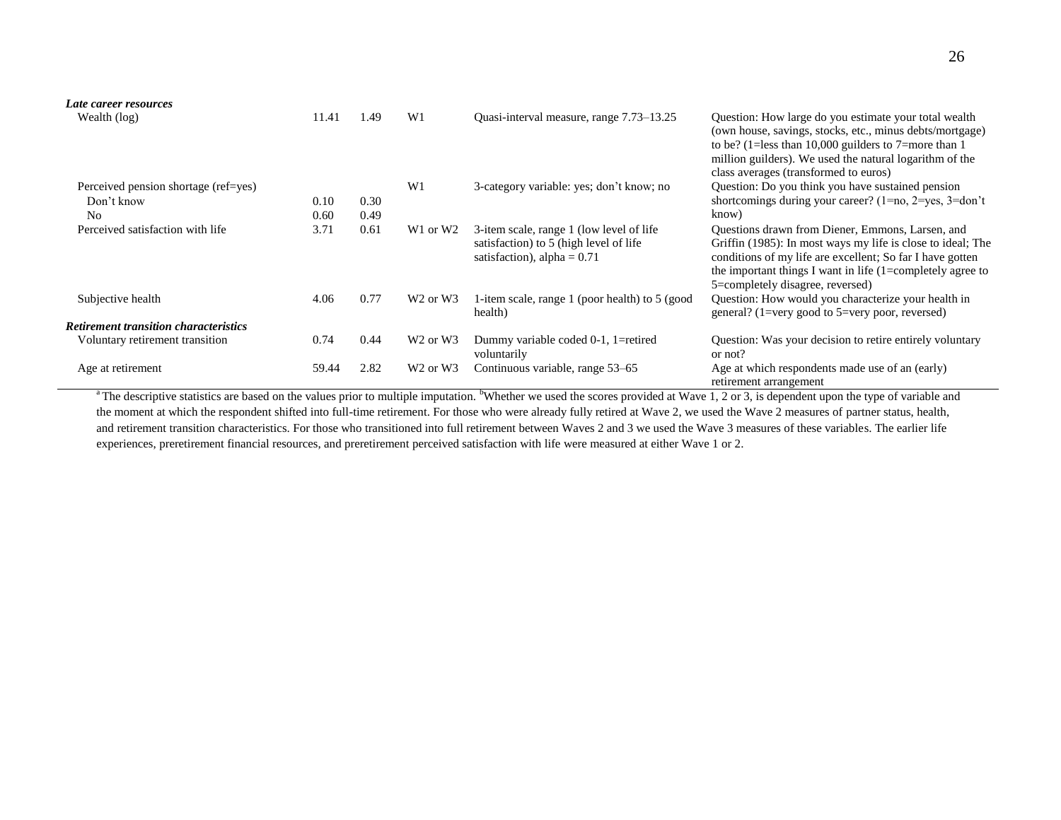| | | | | | |
|---|---|---|---|---|---|
| ***Late career resources*** | | | | | |
| Wealth (log) | 11.41 | 1.49 | W1 | Quasi-interval measure, range 7.73–13.25 | Question: How large do you estimate your total wealth (own house, savings, stocks, etc., minus debts/mortgage) to be? (1=less than 10,000 guilders to 7=more than 1 million guilders). We used the natural logarithm of the class averages (transformed to euros) |
| Perceived pension shortage (ref=yes) | | | W1 | 3-category variable: yes; don't know; no | Question: Do you think you have sustained pension shortcomings during your career? (1=no, 2=yes, 3=don't know) |
| Don't know | 0.10 | 0.30 | | | |
| No | 0.60 | 0.49 | | | |
| Perceived satisfaction with life | 3.71 | 0.61 | W1 or W2 | 3-item scale, range 1 (low level of life satisfaction) to 5 (high level of life satisfaction), alpha = 0.71 | Questions drawn from Diener, Emmons, Larsen, and Griffin (1985): In most ways my life is close to ideal; The conditions of my life are excellent; So far I have gotten the important things I want in life (1=completely agree to 5=completely disagree, reversed) |
| Subjective health | 4.06 | 0.77 | W2 or W3 | 1-item scale, range 1 (poor health) to 5 (good health) | Question: How would you characterize your health in general? (1=very good to 5=very poor, reversed) |
| ***Retirement transition characteristics*** | | | | | |
| Voluntary retirement transition | 0.74 | 0.44 | W2 or W3 | Dummy variable coded 0-1, 1=retired voluntarily | Question: Was your decision to retire entirely voluntary or not? |
| Age at retirement | 59.44 | 2.82 | W2 or W3 | Continuous variable, range 53–65 | Age at which respondents made use of an (early) retirement arrangement |

[a] The descriptive statistics are based on the values prior to multiple imputation. [b]Whether we used the scores provided at Wave 1, 2 or 3, is dependent upon the type of variable and the moment at which the respondent shifted into full-time retirement. For those who were already fully retired at Wave 2, we used the Wave 2 measures of partner status, health, and retirement transition characteristics. For those who transitioned into full retirement between Waves 2 and 3 we used the Wave 3 measures of these variables. The earlier life experiences, preretirement financial resources, and preretirement perceived satisfaction with life were measured at either Wave 1 or 2.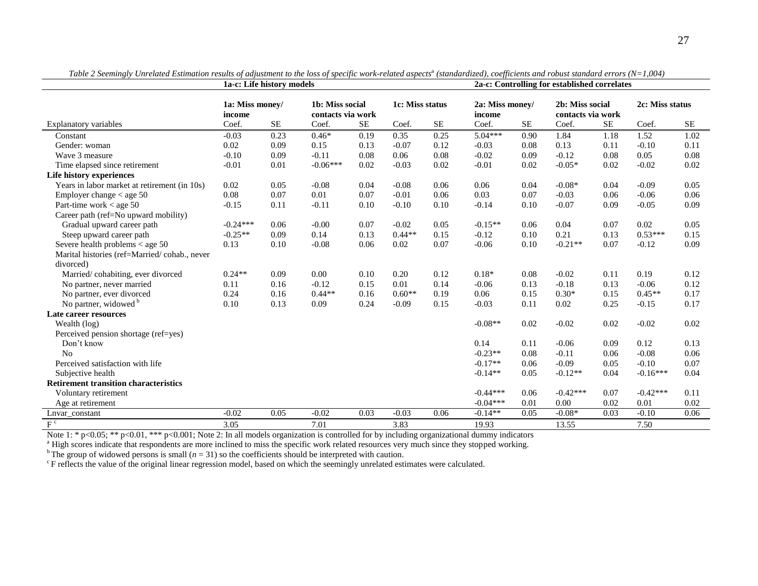*Table 2 Seemingly Unrelated Estimation results of adjustment to the loss of specific work-related aspects*[a] *(standardized), coefficients and robust standard errors (N=1,004)*

| | **1a-c: Life history models** | | | | | | **2a-c: Controlling for established correlates** | | | | | |
|---|---|---|---|---|---|---|---|---|---|---|---|---|
| | **1a: Miss money/ income** | | **1b: Miss social contacts via work** | | **1c: Miss status** | | **2a: Miss money/ income** | | **2b: Miss social contacts via work** | | **2c: Miss status** | |
| Explanatory variables | Coef. | SE | Coef. | SE | Coef. | SE | Coef. | SE | Coef. | SE | Coef. | SE |
| Constant | -0.03 | 0.23 | 0.46* | 0.19 | 0.35 | 0.25 | 5.04*** | 0.90 | 1.84 | 1.18 | 1.52 | 1.02 |
| Gender: woman | 0.02 | 0.09 | 0.15 | 0.13 | -0.07 | 0.12 | -0.03 | 0.08 | 0.13 | 0.11 | -0.10 | 0.11 |
| Wave 3 measure | -0.10 | 0.09 | -0.11 | 0.08 | 0.06 | 0.08 | -0.02 | 0.09 | -0.12 | 0.08 | 0.05 | 0.08 |
| Time elapsed since retirement | -0.01 | 0.01 | -0.06*** | 0.02 | -0.03 | 0.02 | -0.01 | 0.02 | -0.05* | 0.02 | -0.02 | 0.02 |
| **Life history experiences** | | | | | | | | | | | | |
| Years in labor market at retirement (in 10s) | 0.02 | 0.05 | -0.08 | 0.04 | -0.08 | 0.06 | 0.06 | 0.04 | -0.08* | 0.04 | -0.09 | 0.05 |
| Employer change < age 50 | 0.08 | 0.07 | 0.01 | 0.07 | -0.01 | 0.06 | 0.03 | 0.07 | -0.03 | 0.06 | -0.06 | 0.06 |
| Part-time work < age 50 | -0.15 | 0.11 | -0.11 | 0.10 | -0.10 | 0.10 | -0.14 | 0.10 | -0.07 | 0.09 | -0.05 | 0.09 |
| Career path (ref=No upward mobility) | | | | | | | | | | | | |
| Gradual upward career path | -0.24*** | 0.06 | -0.00 | 0.07 | -0.02 | 0.05 | -0.15** | 0.06 | 0.04 | 0.07 | 0.02 | 0.05 |
| Steep upward career path | -0.25** | 0.09 | 0.14 | 0.13 | 0.44** | 0.15 | -0.12 | 0.10 | 0.21 | 0.13 | 0.53*** | 0.15 |
| Severe health problems < age 50 | 0.13 | 0.10 | -0.08 | 0.06 | 0.02 | 0.07 | -0.06 | 0.10 | -0.21** | 0.07 | -0.12 | 0.09 |
| Marital histories (ref=Married/ cohab., never divorced) | | | | | | | | | | | | |
| Married/ cohabiting, ever divorced | 0.24** | 0.09 | 0.00 | 0.10 | 0.20 | 0.12 | 0.18* | 0.08 | -0.02 | 0.11 | 0.19 | 0.12 |
| No partner, never married | 0.11 | 0.16 | -0.12 | 0.15 | 0.01 | 0.14 | -0.06 | 0.13 | -0.18 | 0.13 | -0.06 | 0.12 |
| No partner, ever divorced | 0.24 | 0.16 | 0.44** | 0.16 | 0.60** | 0.19 | 0.06 | 0.15 | 0.30* | 0.15 | 0.45** | 0.17 |
| No partner, widowed[b] | 0.10 | 0.13 | 0.09 | 0.24 | -0.09 | 0.15 | -0.03 | 0.11 | 0.02 | 0.25 | -0.15 | 0.17 |
| **Late career resources** | | | | | | | | | | | | |
| Wealth (log) | | | | | | | -0.08** | 0.02 | -0.02 | 0.02 | -0.02 | 0.02 |
| Perceived pension shortage (ref=yes) | | | | | | | | | | | | |
| Don't know | | | | | | | 0.14 | 0.11 | -0.06 | 0.09 | 0.12 | 0.13 |
| No | | | | | | | -0.23** | 0.08 | -0.11 | 0.06 | -0.08 | 0.06 |
| Perceived satisfaction with life | | | | | | | -0.17** | 0.06 | -0.09 | 0.05 | -0.10 | 0.07 |
| Subjective health | | | | | | | -0.14** | 0.05 | -0.12** | 0.04 | -0.16*** | 0.04 |
| **Retirement transition characteristics** | | | | | | | | | | | | |
| Voluntary retirement | | | | | | | -0.44*** | 0.06 | -0.42*** | 0.07 | -0.42*** | 0.11 |
| Age at retirement | | | | | | | -0.04*** | 0.01 | 0.00 | 0.02 | 0.01 | 0.02 |
| Lnvar_constant | -0.02 | 0.05 | -0.02 | 0.03 | -0.03 | 0.06 | -0.14** | 0.05 | -0.08* | 0.03 | -0.10 | 0.06 |
| F[c] | 3.05 | | 7.01 | | 3.83 | | 19.93 | | 13.55 | | 7.50 | |

Note 1: * p<0.05; ** p<0.01, *** p<0.001; Note 2: In all models organization is controlled for by including organizational dummy indicators

[a] High scores indicate that respondents are more inclined to miss the specific work related resources very much since they stopped working.

[b] The group of widowed persons is small ($n = 31$) so the coefficients should be interpreted with caution.

[c] F reflects the value of the original linear regression model, based on which the seemingly unrelated estimates were calculated.